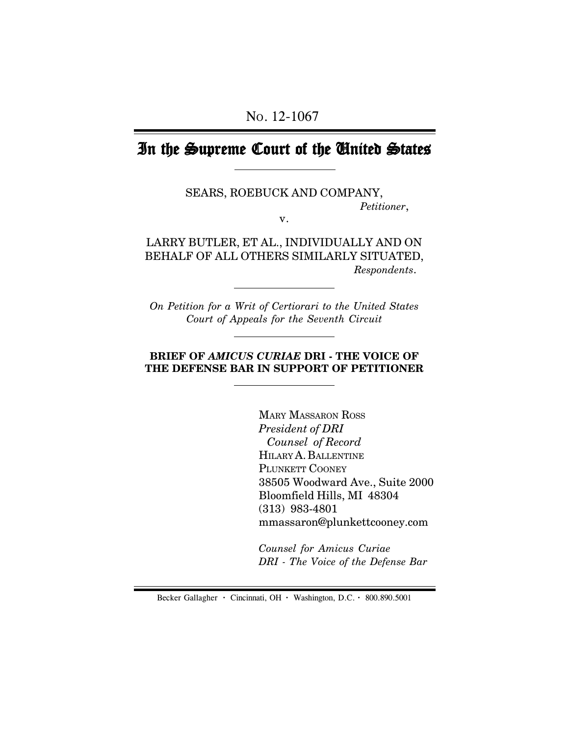No. 12-1067

# In the Supreme Court of the United States

SEARS, ROEBUCK AND COMPANY,
*Petitioner*,

v.

LARRY BUTLER, ET AL., INDIVIDUALLY AND ON BEHALF OF ALL OTHERS SIMILARLY SITUATED,
*Respondents*.

*On Petition for a Writ of Certiorari to the United States Court of Appeals for the Seventh Circuit*

**BRIEF OF *AMICUS CURIAE* DRI - THE VOICE OF THE DEFENSE BAR IN SUPPORT OF PETITIONER**

MARY MASSARON ROSS
*President of DRI*
*Counsel of Record*
HILARY A. BALLENTINE
PLUNKETT COONEY
38505 Woodward Ave., Suite 2000
Bloomfield Hills, MI 48304
(313) 983-4801
mmassaron@plunkettcooney.com

*Counsel for Amicus Curiae*
*DRI - The Voice of the Defense Bar*

Becker Gallagher · Cincinnati, OH · Washington, D.C. · 800.890.5001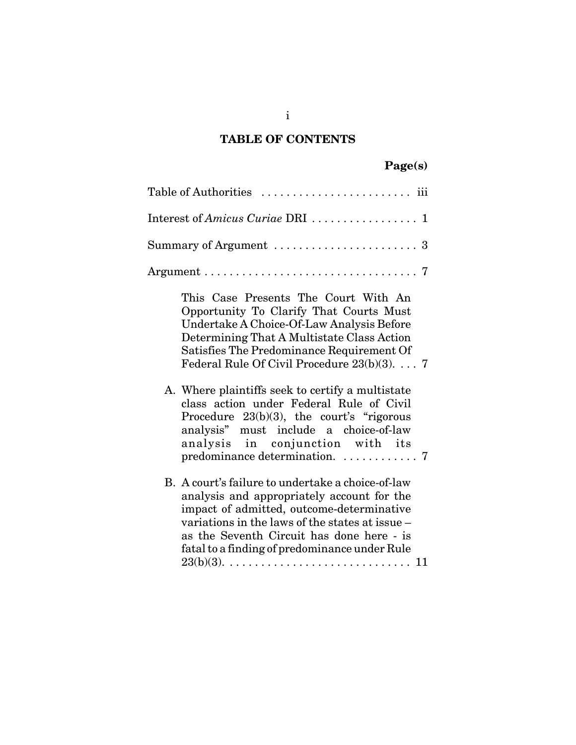# TABLE OF CONTENTS

| | Page(s) |
|---|---|
| Table of Authorities | iii |
| Interest of *Amicus Curiae* DRI | 1 |
| Summary of Argument | 3 |
| Argument | 7 |
| This Case Presents The Court With An Opportunity To Clarify That Courts Must Undertake A Choice-Of-Law Analysis Before Determining That A Multistate Class Action Satisfies The Predominance Requirement Of Federal Rule Of Civil Procedure 23(b)(3). | 7 |
| A. Where plaintiffs seek to certify a multistate class action under Federal Rule of Civil Procedure 23(b)(3), the court's "rigorous analysis" must include a choice-of-law analysis in conjunction with its predominance determination. | 7 |
| B. A court's failure to undertake a choice-of-law analysis and appropriately account for the impact of admitted, outcome-determinative variations in the laws of the states at issue – as the Seventh Circuit has done here - is fatal to a finding of predominance under Rule 23(b)(3). | 11 |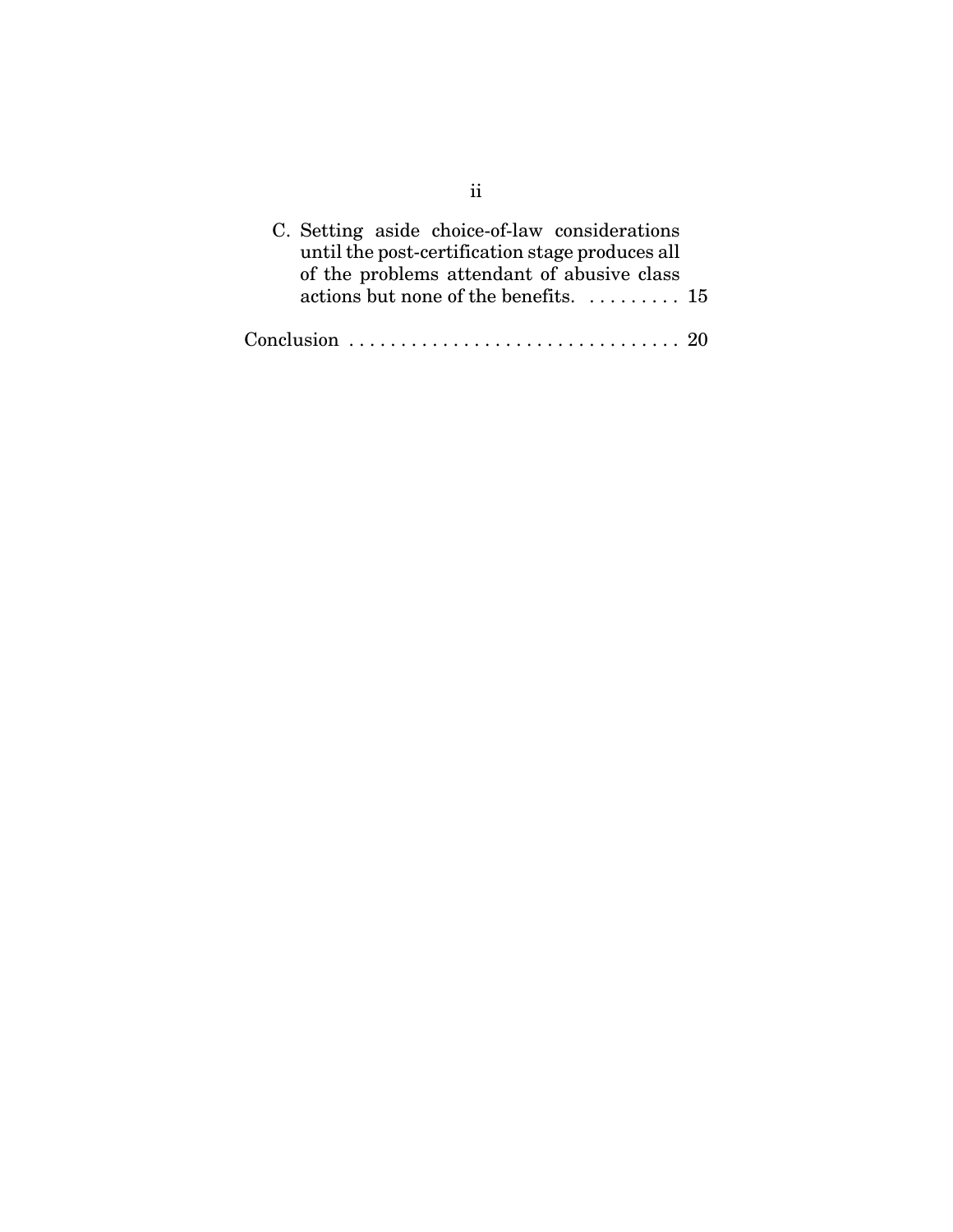C. Setting aside choice-of-law considerations until the post-certification stage produces all of the problems attendant of abusive class actions but none of the benefits. . . . . . . . . 15

Conclusion . . . . . . . . . . . . . . . . . . . . . . . . . . . . . . . . 20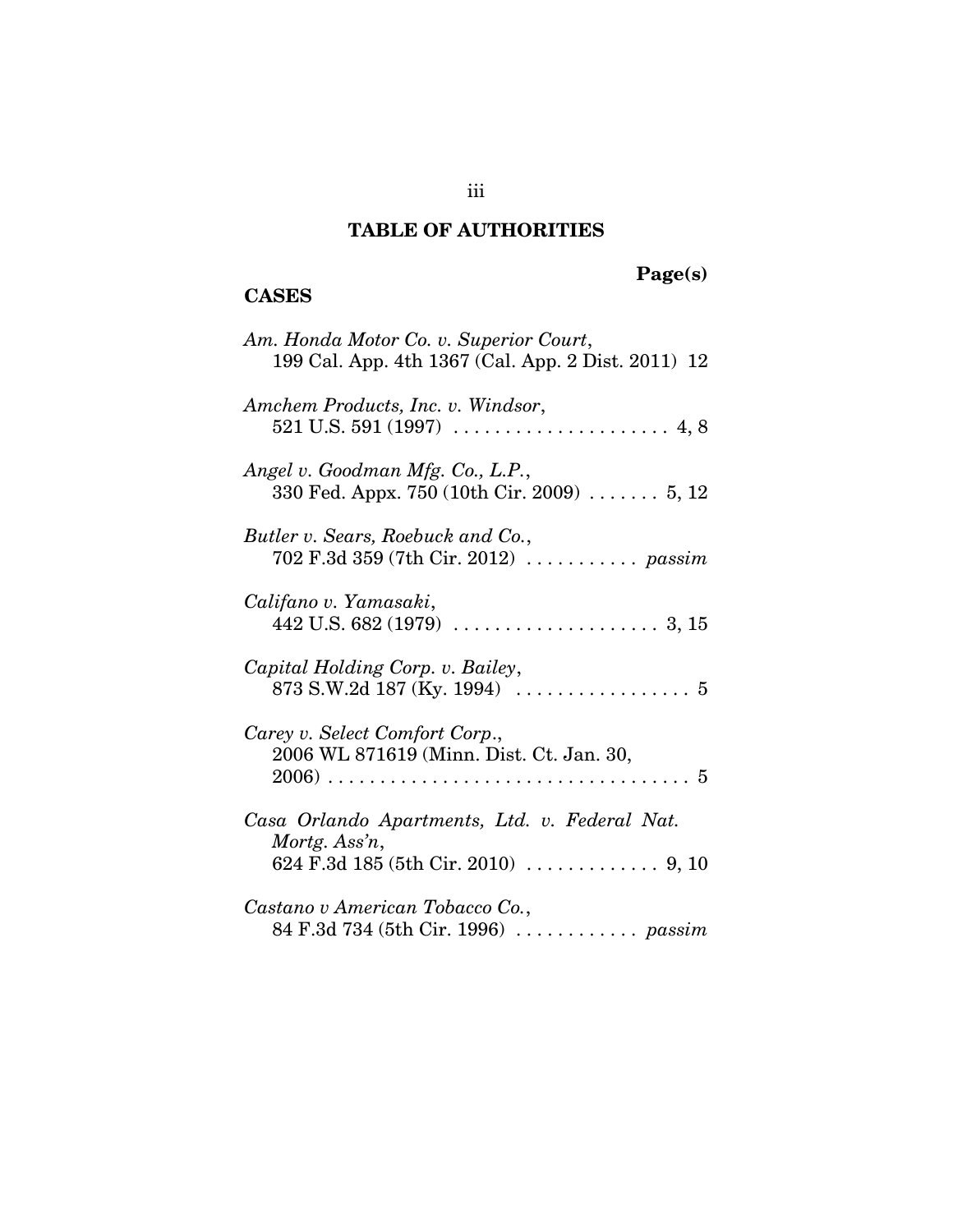## TABLE OF AUTHORITIES

Page(s)

### CASES

*Am. Honda Motor Co. v. Superior Court*, 199 Cal. App. 4th 1367 (Cal. App. 2 Dist. 2011) 12

*Amchem Products, Inc. v. Windsor*, 521 U.S. 591 (1997) . . . . . . . . . . . . . . . . . . . . . 4, 8

*Angel v. Goodman Mfg. Co., L.P.*, 330 Fed. Appx. 750 (10th Cir. 2009) . . . . . . . 5, 12

*Butler v. Sears, Roebuck and Co.*, 702 F.3d 359 (7th Cir. 2012) . . . . . . . . . . . *passim*

*Califano v. Yamasaki*, 442 U.S. 682 (1979) . . . . . . . . . . . . . . . . . . . . 3, 15

*Capital Holding Corp. v. Bailey*, 873 S.W.2d 187 (Ky. 1994) . . . . . . . . . . . . . . . . . 5

*Carey v. Select Comfort Corp.*, 2006 WL 871619 (Minn. Dist. Ct. Jan. 30, 2006) . . . . . . . . . . . . . . . . . . . . . . . . . . . . . . . . . . . 5

*Casa Orlando Apartments, Ltd. v. Federal Nat. Mortg. Ass'n*, 624 F.3d 185 (5th Cir. 2010) . . . . . . . . . . . . . 9, 10

*Castano v American Tobacco Co.*, 84 F.3d 734 (5th Cir. 1996) . . . . . . . . . . . . *passim*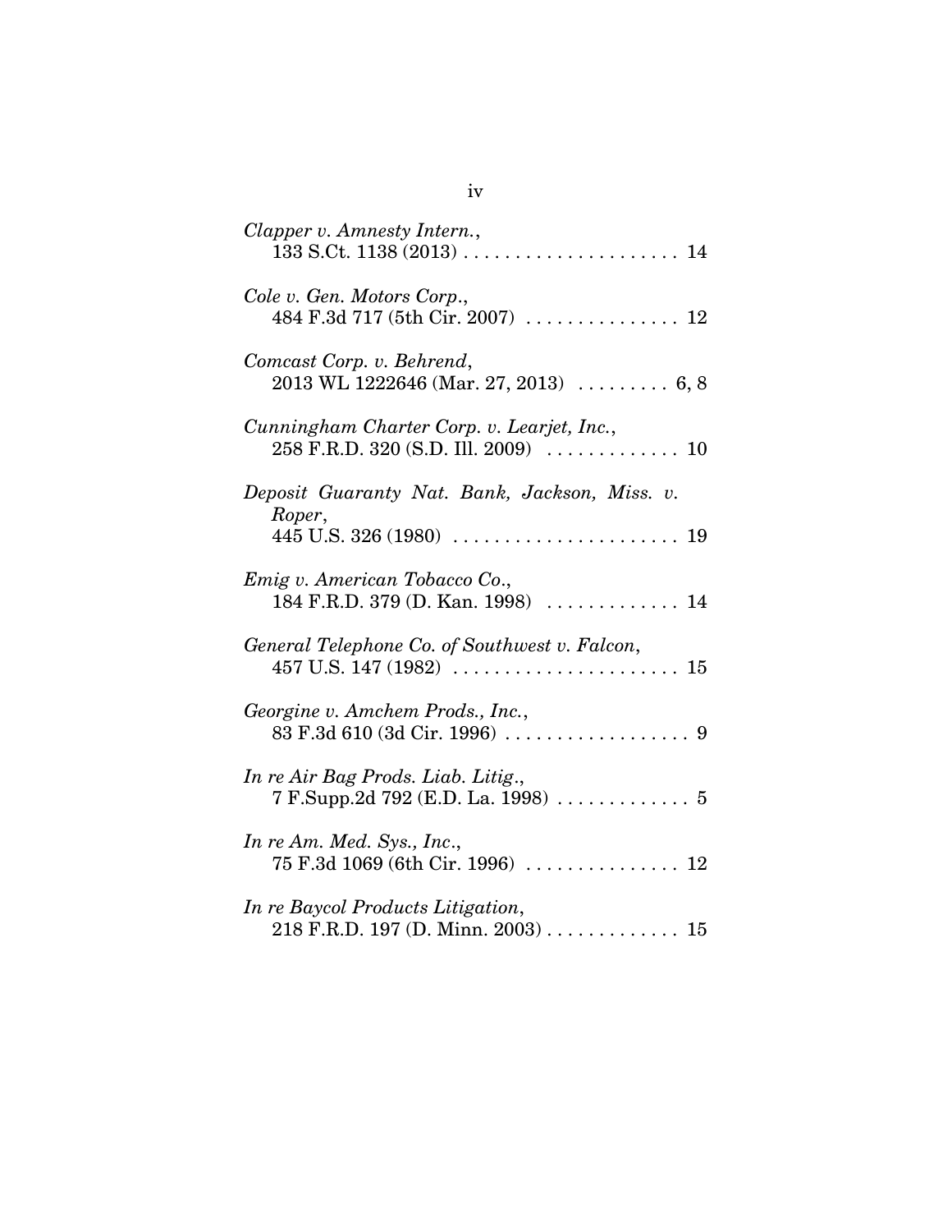*Clapper v. Amnesty Intern.*,
133 S.Ct. 1138 (2013) . . . . . . . . . . . . . . . . . . . . . 14

*Cole v. Gen. Motors Corp.*,
484 F.3d 717 (5th Cir. 2007) . . . . . . . . . . . . . . . 12

*Comcast Corp. v. Behrend*,
2013 WL 1222646 (Mar. 27, 2013) . . . . . . . . . 6, 8

*Cunningham Charter Corp. v. Learjet, Inc.*,
258 F.R.D. 320 (S.D. Ill. 2009) . . . . . . . . . . . . . 10

*Deposit Guaranty Nat. Bank, Jackson, Miss. v. Roper*,
445 U.S. 326 (1980) . . . . . . . . . . . . . . . . . . . . . . 19

*Emig v. American Tobacco Co.*,
184 F.R.D. 379 (D. Kan. 1998) . . . . . . . . . . . . . 14

*General Telephone Co. of Southwest v. Falcon*,
457 U.S. 147 (1982) . . . . . . . . . . . . . . . . . . . . . . 15

*Georgine v. Amchem Prods., Inc.*,
83 F.3d 610 (3d Cir. 1996) . . . . . . . . . . . . . . . . . . 9

*In re Air Bag Prods. Liab. Litig.*,
7 F.Supp.2d 792 (E.D. La. 1998) . . . . . . . . . . . . . 5

*In re Am. Med. Sys., Inc.*,
75 F.3d 1069 (6th Cir. 1996) . . . . . . . . . . . . . . . 12

*In re Baycol Products Litigation*,
218 F.R.D. 197 (D. Minn. 2003) . . . . . . . . . . . . . 15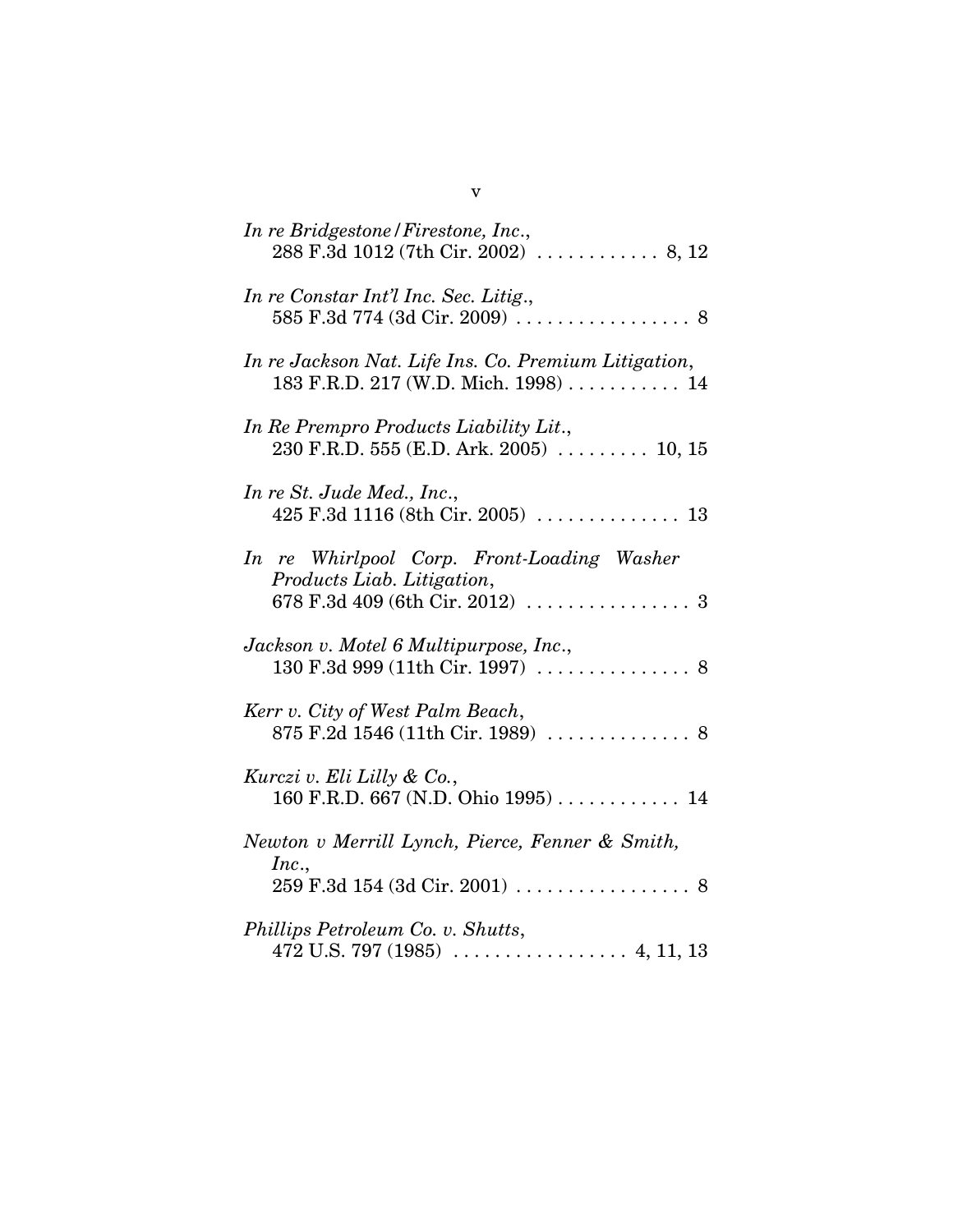*In re Bridgestone/Firestone, Inc.*,
288 F.3d 1012 (7th Cir. 2002) . . . . . . . . . . . . 8, 12

*In re Constar Int'l Inc. Sec. Litig.*,
585 F.3d 774 (3d Cir. 2009) . . . . . . . . . . . . . . . . . 8

*In re Jackson Nat. Life Ins. Co. Premium Litigation*,
183 F.R.D. 217 (W.D. Mich. 1998) . . . . . . . . . . . 14

*In Re Prempro Products Liability Lit.*,
230 F.R.D. 555 (E.D. Ark. 2005) . . . . . . . . . 10, 15

*In re St. Jude Med., Inc.*,
425 F.3d 1116 (8th Cir. 2005) . . . . . . . . . . . . . . 13

*In re Whirlpool Corp. Front-Loading Washer Products Liab. Litigation*,
678 F.3d 409 (6th Cir. 2012) . . . . . . . . . . . . . . . . 3

*Jackson v. Motel 6 Multipurpose, Inc.*,
130 F.3d 999 (11th Cir. 1997) . . . . . . . . . . . . . . . 8

*Kerr v. City of West Palm Beach*,
875 F.2d 1546 (11th Cir. 1989) . . . . . . . . . . . . . . 8

*Kurczi v. Eli Lilly & Co.*,
160 F.R.D. 667 (N.D. Ohio 1995) . . . . . . . . . . . . 14

*Newton v Merrill Lynch, Pierce, Fenner & Smith, Inc.*,
259 F.3d 154 (3d Cir. 2001) . . . . . . . . . . . . . . . . . 8

*Phillips Petroleum Co. v. Shutts*,
472 U.S. 797 (1985) . . . . . . . . . . . . . . . . . 4, 11, 13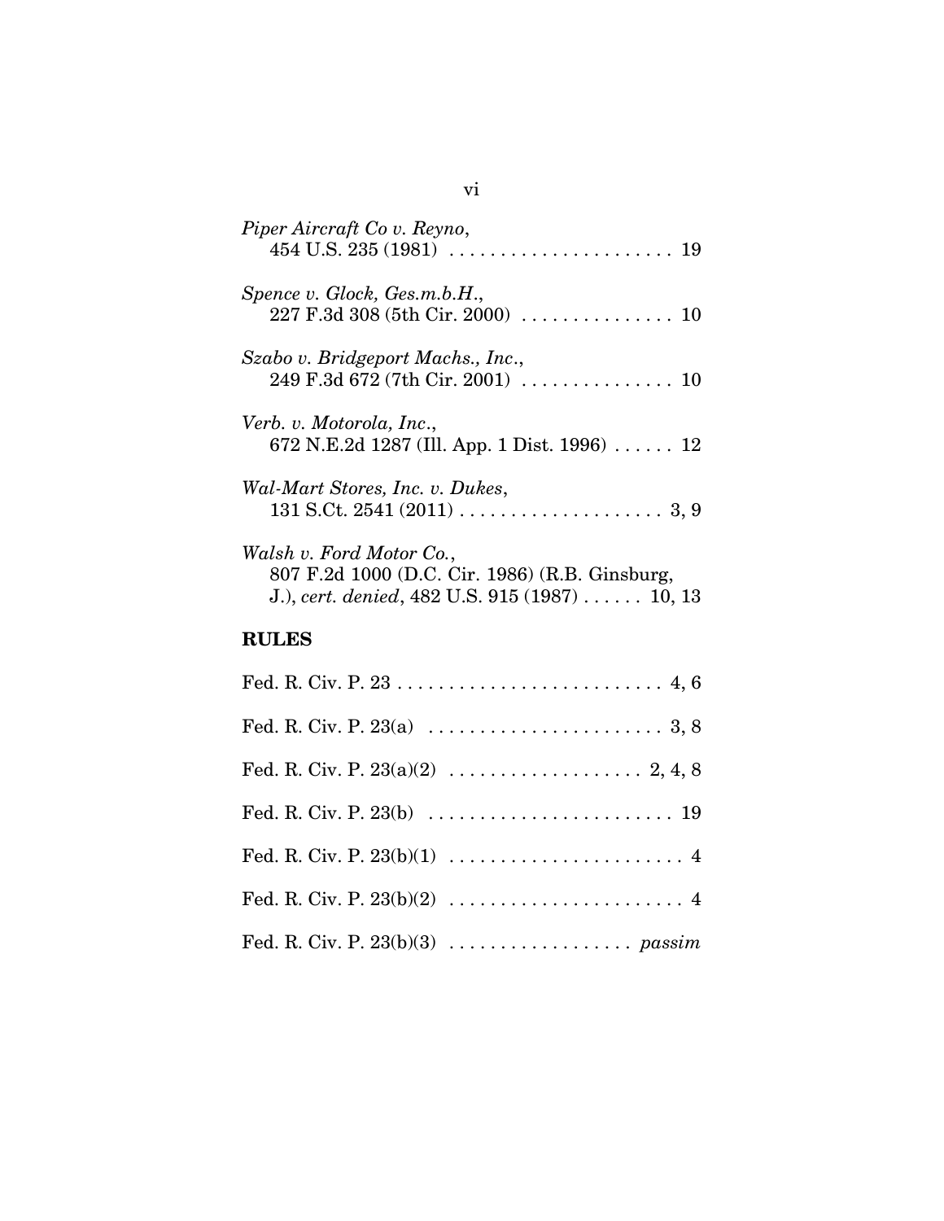*Piper Aircraft Co v. Reyno*,
454 U.S. 235 (1981) . . . . . . . . . . . . . . . . . . . . . . 19

*Spence v. Glock, Ges.m.b.H.*,
227 F.3d 308 (5th Cir. 2000) . . . . . . . . . . . . . . . 10

*Szabo v. Bridgeport Machs., Inc.*,
249 F.3d 672 (7th Cir. 2001) . . . . . . . . . . . . . . . 10

*Verb. v. Motorola, Inc.*,
672 N.E.2d 1287 (Ill. App. 1 Dist. 1996) . . . . . . 12

*Wal-Mart Stores, Inc. v. Dukes*,
131 S.Ct. 2541 (2011) . . . . . . . . . . . . . . . . . . . . 3, 9

*Walsh v. Ford Motor Co.*,
807 F.2d 1000 (D.C. Cir. 1986) (R.B. Ginsburg, J.), *cert. denied*, 482 U.S. 915 (1987) . . . . . . 10, 13

**RULES**

Fed. R. Civ. P. 23 . . . . . . . . . . . . . . . . . . . . . . . . . . 4, 6

Fed. R. Civ. P. 23(a) . . . . . . . . . . . . . . . . . . . . . . . 3, 8

Fed. R. Civ. P. 23(a)(2) . . . . . . . . . . . . . . . . . . . 2, 4, 8

Fed. R. Civ. P. 23(b) . . . . . . . . . . . . . . . . . . . . . . . . 19

Fed. R. Civ. P. 23(b)(1) . . . . . . . . . . . . . . . . . . . . . . . 4

Fed. R. Civ. P. 23(b)(2) . . . . . . . . . . . . . . . . . . . . . . . 4

Fed. R. Civ. P. 23(b)(3) . . . . . . . . . . . . . . . . . . *passim*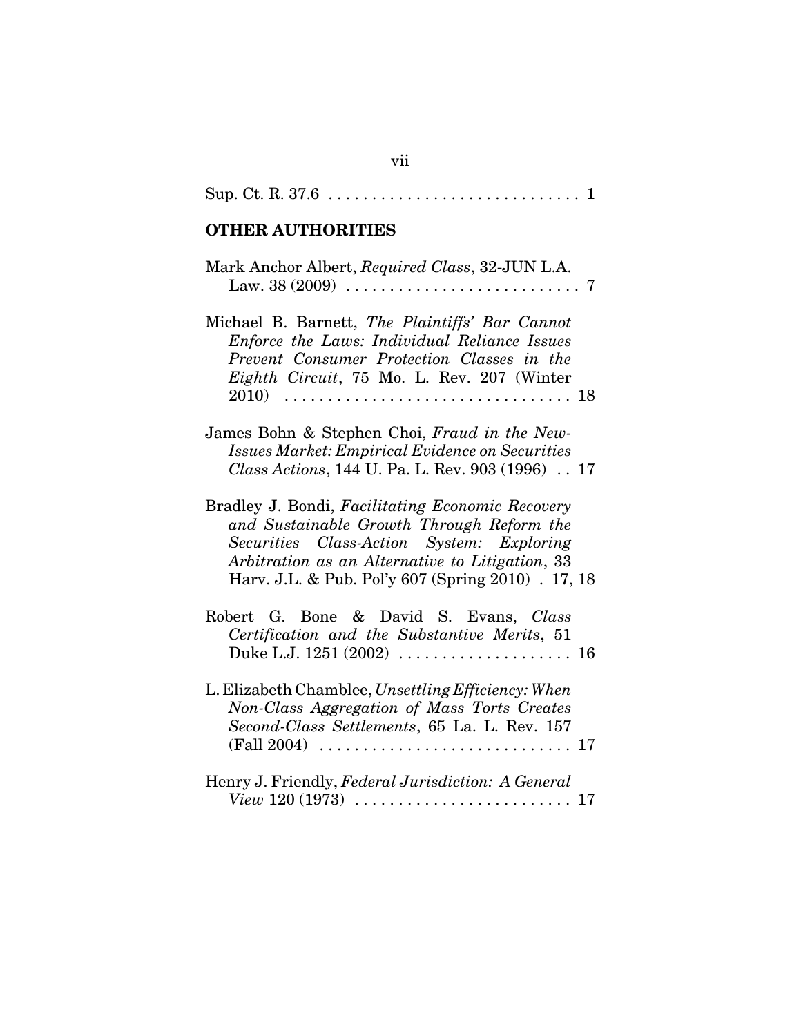Sup. Ct. R. 37.6 . . . . . . . . . . . . . . . . . . . . . . . . . . . . 1

**OTHER AUTHORITIES**

Mark Anchor Albert, *Required Class*, 32-JUN L.A. Law. 38 (2009) . . . . . . . . . . . . . . . . . . . . . . . . . . . 7

Michael B. Barnett, *The Plaintiffs' Bar Cannot Enforce the Laws: Individual Reliance Issues Prevent Consumer Protection Classes in the Eighth Circuit*, 75 Mo. L. Rev. 207 (Winter 2010) . . . . . . . . . . . . . . . . . . . . . . . . . . . . . . . . 18

James Bohn & Stephen Choi, *Fraud in the New-Issues Market: Empirical Evidence on Securities Class Actions*, 144 U. Pa. L. Rev. 903 (1996) . . 17

Bradley J. Bondi, *Facilitating Economic Recovery and Sustainable Growth Through Reform the Securities Class-Action System: Exploring Arbitration as an Alternative to Litigation*, 33 Harv. J.L. & Pub. Pol'y 607 (Spring 2010) . 17, 18

Robert G. Bone & David S. Evans, *Class Certification and the Substantive Merits*, 51 Duke L.J. 1251 (2002) . . . . . . . . . . . . . . . . . . . . 16

L. Elizabeth Chamblee, *Unsettling Efficiency: When Non-Class Aggregation of Mass Torts Creates Second-Class Settlements*, 65 La. L. Rev. 157 (Fall 2004) . . . . . . . . . . . . . . . . . . . . . . . . . . . . . 17

Henry J. Friendly, *Federal Jurisdiction: A General View* 120 (1973) . . . . . . . . . . . . . . . . . . . . . . . . . 17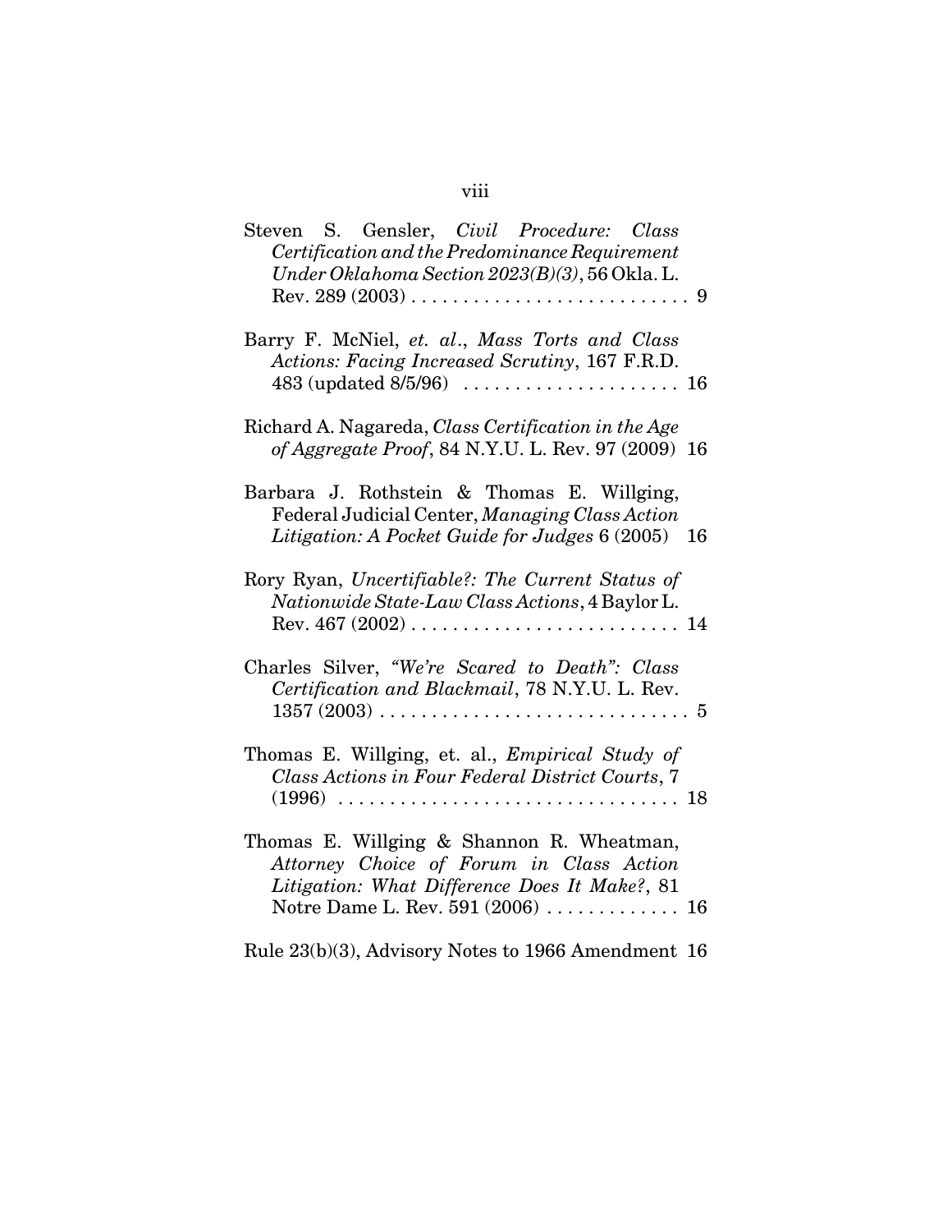Steven S. Gensler, *Civil Procedure: Class Certification and the Predominance Requirement Under Oklahoma Section 2023(B)(3)*, 56 Okla. L. Rev. 289 (2003) . . . . . . . . . . . . . . . . . . . . . . . . . . . 9

Barry F. McNiel, *et. al*., *Mass Torts and Class Actions: Facing Increased Scrutiny*, 167 F.R.D. 483 (updated 8/5/96) . . . . . . . . . . . . . . . . . . . . . 16

Richard A. Nagareda, *Class Certification in the Age of Aggregate Proof*, 84 N.Y.U. L. Rev. 97 (2009) 16

Barbara J. Rothstein & Thomas E. Willging, Federal Judicial Center, *Managing Class Action Litigation: A Pocket Guide for Judges* 6 (2005) 16

Rory Ryan, *Uncertifiable?: The Current Status of Nationwide State-Law Class Actions*, 4 Baylor L. Rev. 467 (2002) . . . . . . . . . . . . . . . . . . . . . . . . . 14

Charles Silver, *"We're Scared to Death": Class Certification and Blackmail*, 78 N.Y.U. L. Rev. 1357 (2003) . . . . . . . . . . . . . . . . . . . . . . . . . . . . . 5

Thomas E. Willging, et. al., *Empirical Study of Class Actions in Four Federal District Courts*, 7 (1996) . . . . . . . . . . . . . . . . . . . . . . . . . . . . . . . . 18

Thomas E. Willging & Shannon R. Wheatman, *Attorney Choice of Forum in Class Action Litigation: What Difference Does It Make?*, 81 Notre Dame L. Rev. 591 (2006) . . . . . . . . . . . . . 16

Rule 23(b)(3), Advisory Notes to 1966 Amendment 16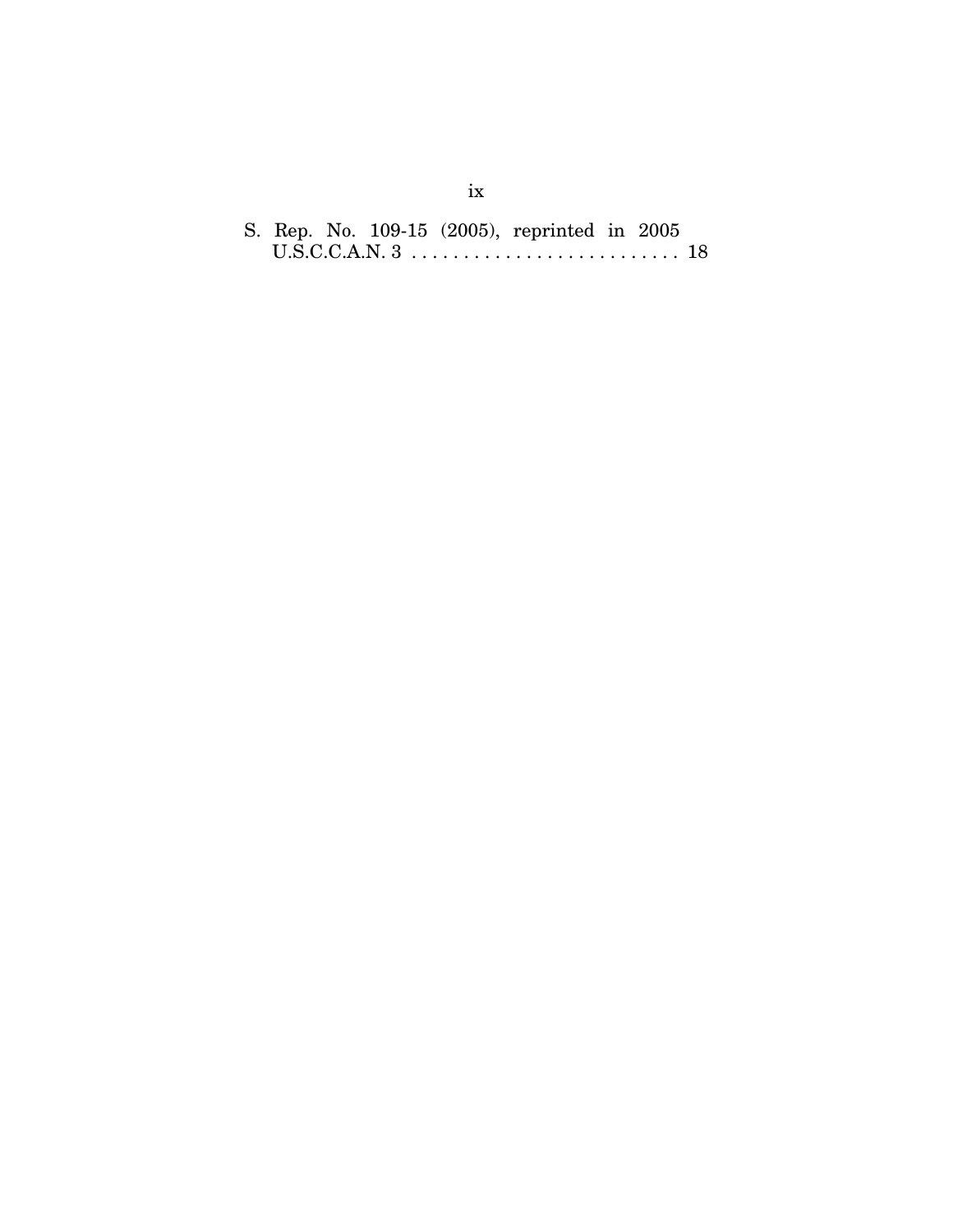S. Rep. No. 109-15 (2005), reprinted in 2005 U.S.C.C.A.N. 3 . . . . . . . . . . . . . . . . . . . . . . . . . . 18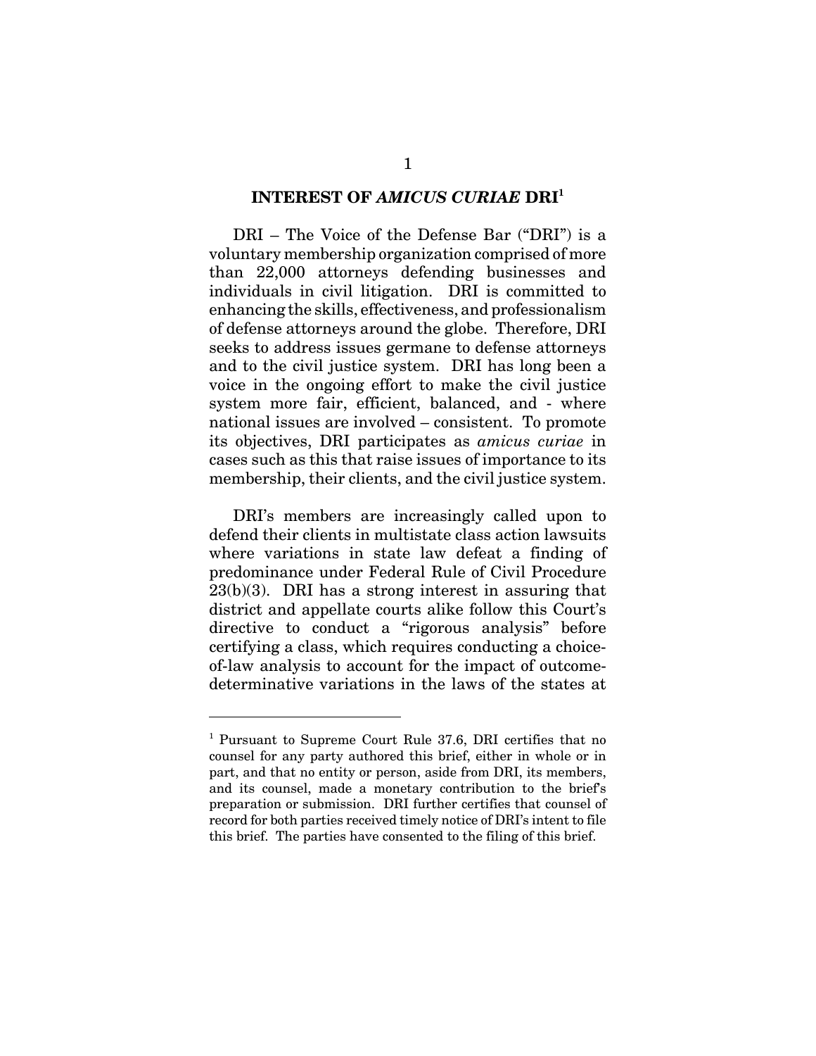## INTEREST OF *AMICUS CURIAE* DRI[1]

DRI – The Voice of the Defense Bar ("DRI") is a voluntary membership organization comprised of more than 22,000 attorneys defending businesses and individuals in civil litigation. DRI is committed to enhancing the skills, effectiveness, and professionalism of defense attorneys around the globe. Therefore, DRI seeks to address issues germane to defense attorneys and to the civil justice system. DRI has long been a voice in the ongoing effort to make the civil justice system more fair, efficient, balanced, and - where national issues are involved – consistent. To promote its objectives, DRI participates as *amicus curiae* in cases such as this that raise issues of importance to its membership, their clients, and the civil justice system.

DRI's members are increasingly called upon to defend their clients in multistate class action lawsuits where variations in state law defeat a finding of predominance under Federal Rule of Civil Procedure 23(b)(3). DRI has a strong interest in assuring that district and appellate courts alike follow this Court's directive to conduct a "rigorous analysis" before certifying a class, which requires conducting a choice-of-law analysis to account for the impact of outcome-determinative variations in the laws of the states at

---

[1] Pursuant to Supreme Court Rule 37.6, DRI certifies that no counsel for any party authored this brief, either in whole or in part, and that no entity or person, aside from DRI, its members, and its counsel, made a monetary contribution to the brief's preparation or submission. DRI further certifies that counsel of record for both parties received timely notice of DRI's intent to file this brief. The parties have consented to the filing of this brief.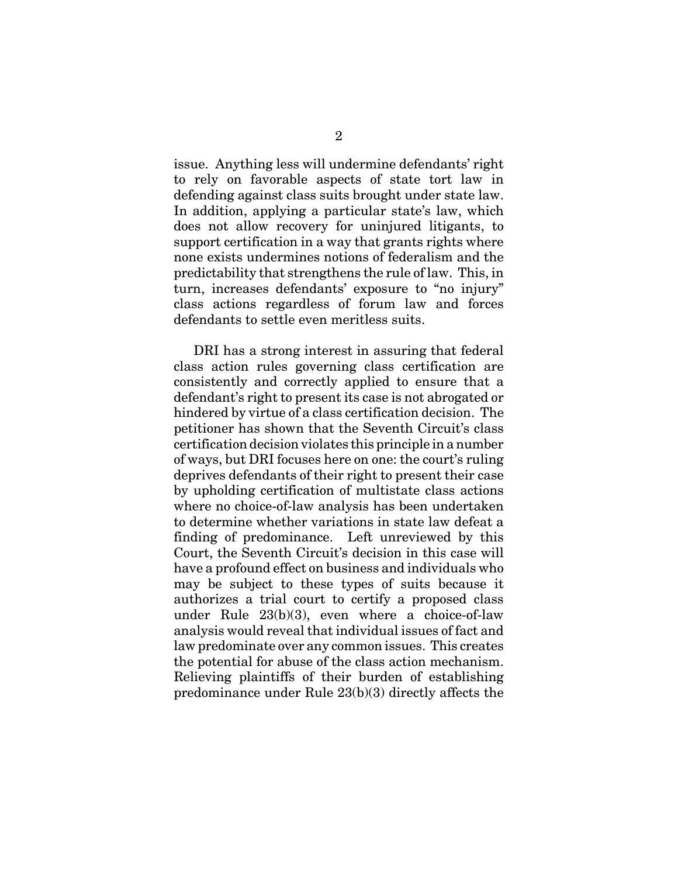issue. Anything less will undermine defendants' right to rely on favorable aspects of state tort law in defending against class suits brought under state law. In addition, applying a particular state's law, which does not allow recovery for uninjured litigants, to support certification in a way that grants rights where none exists undermines notions of federalism and the predictability that strengthens the rule of law. This, in turn, increases defendants' exposure to "no injury" class actions regardless of forum law and forces defendants to settle even meritless suits.

DRI has a strong interest in assuring that federal class action rules governing class certification are consistently and correctly applied to ensure that a defendant's right to present its case is not abrogated or hindered by virtue of a class certification decision. The petitioner has shown that the Seventh Circuit's class certification decision violates this principle in a number of ways, but DRI focuses here on one: the court's ruling deprives defendants of their right to present their case by upholding certification of multistate class actions where no choice-of-law analysis has been undertaken to determine whether variations in state law defeat a finding of predominance. Left unreviewed by this Court, the Seventh Circuit's decision in this case will have a profound effect on business and individuals who may be subject to these types of suits because it authorizes a trial court to certify a proposed class under Rule 23(b)(3), even where a choice-of-law analysis would reveal that individual issues of fact and law predominate over any common issues. This creates the potential for abuse of the class action mechanism. Relieving plaintiffs of their burden of establishing predominance under Rule 23(b)(3) directly affects the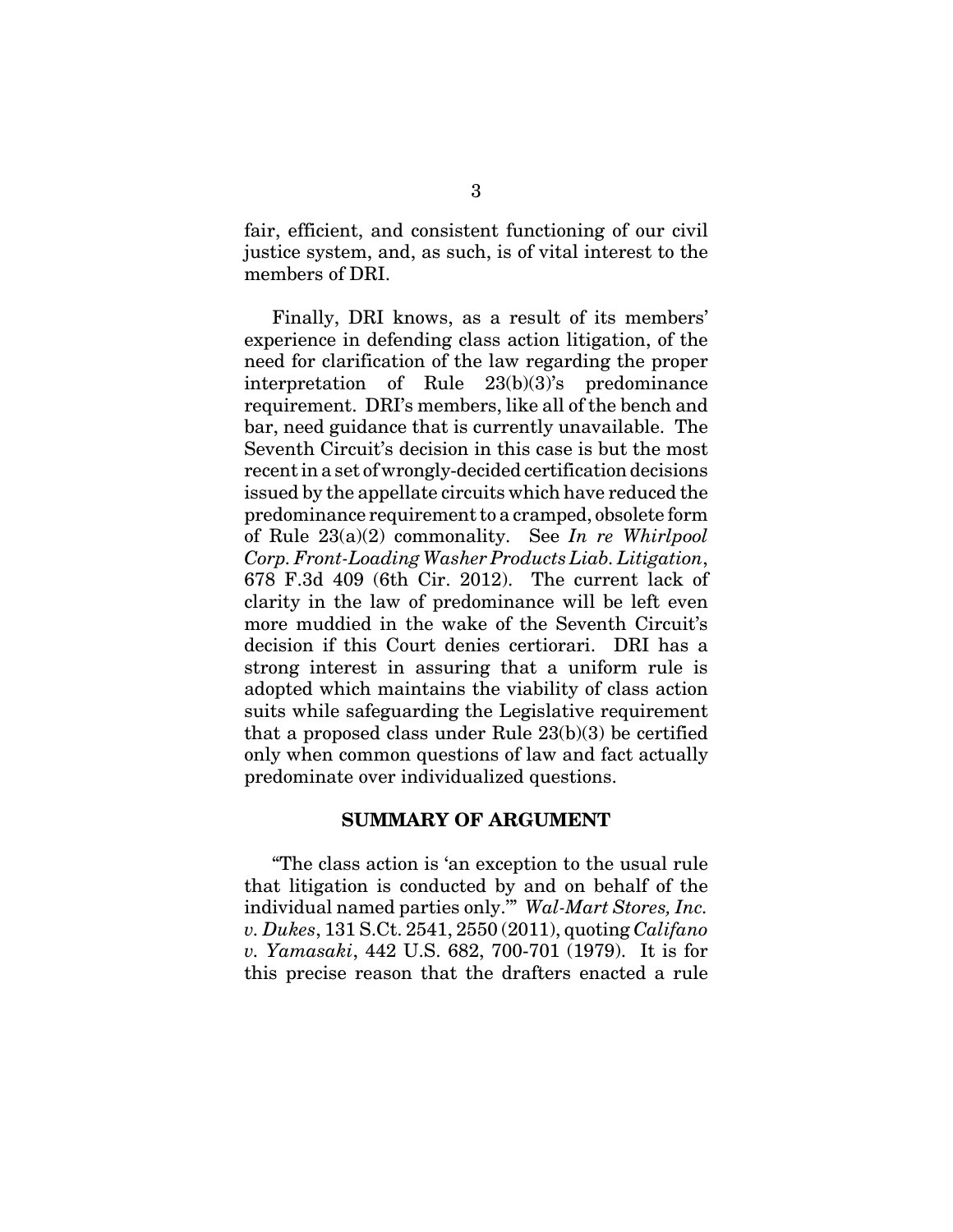fair, efficient, and consistent functioning of our civil justice system, and, as such, is of vital interest to the members of DRI.

Finally, DRI knows, as a result of its members' experience in defending class action litigation, of the need for clarification of the law regarding the proper interpretation of Rule 23(b)(3)'s predominance requirement. DRI's members, like all of the bench and bar, need guidance that is currently unavailable. The Seventh Circuit's decision in this case is but the most recent in a set of wrongly-decided certification decisions issued by the appellate circuits which have reduced the predominance requirement to a cramped, obsolete form of Rule 23(a)(2) commonality. See *In re Whirlpool Corp. Front-Loading Washer Products Liab. Litigation*, 678 F.3d 409 (6th Cir. 2012). The current lack of clarity in the law of predominance will be left even more muddied in the wake of the Seventh Circuit's decision if this Court denies certiorari. DRI has a strong interest in assuring that a uniform rule is adopted which maintains the viability of class action suits while safeguarding the Legislative requirement that a proposed class under Rule 23(b)(3) be certified only when common questions of law and fact actually predominate over individualized questions.

## SUMMARY OF ARGUMENT

"The class action is 'an exception to the usual rule that litigation is conducted by and on behalf of the individual named parties only.'" *Wal-Mart Stores, Inc. v. Dukes*, 131 S.Ct. 2541, 2550 (2011), quoting *Califano v. Yamasaki*, 442 U.S. 682, 700-701 (1979). It is for this precise reason that the drafters enacted a rule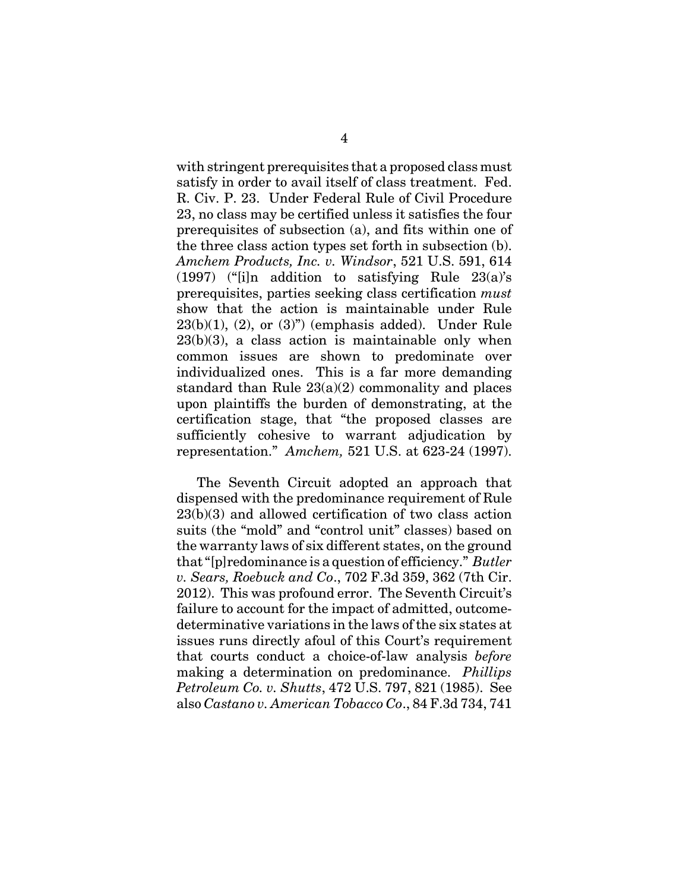with stringent prerequisites that a proposed class must satisfy in order to avail itself of class treatment. Fed. R. Civ. P. 23. Under Federal Rule of Civil Procedure 23, no class may be certified unless it satisfies the four prerequisites of subsection (a), and fits within one of the three class action types set forth in subsection (b). *Amchem Products, Inc. v. Windsor*, 521 U.S. 591, 614 (1997) ("[i]n addition to satisfying Rule 23(a)'s prerequisites, parties seeking class certification *must* show that the action is maintainable under Rule 23(b)(1), (2), or (3)") (emphasis added). Under Rule 23(b)(3), a class action is maintainable only when common issues are shown to predominate over individualized ones. This is a far more demanding standard than Rule 23(a)(2) commonality and places upon plaintiffs the burden of demonstrating, at the certification stage, that "the proposed classes are sufficiently cohesive to warrant adjudication by representation." *Amchem,* 521 U.S. at 623-24 (1997).

The Seventh Circuit adopted an approach that dispensed with the predominance requirement of Rule 23(b)(3) and allowed certification of two class action suits (the "mold" and "control unit" classes) based on the warranty laws of six different states, on the ground that "[p]redominance is a question of efficiency." *Butler v. Sears, Roebuck and Co*., 702 F.3d 359, 362 (7th Cir. 2012). This was profound error. The Seventh Circuit's failure to account for the impact of admitted, outcome-determinative variations in the laws of the six states at issues runs directly afoul of this Court's requirement that courts conduct a choice-of-law analysis *before* making a determination on predominance. *Phillips Petroleum Co. v. Shutts*, 472 U.S. 797, 821 (1985). See also *Castano v. American Tobacco Co*., 84 F.3d 734, 741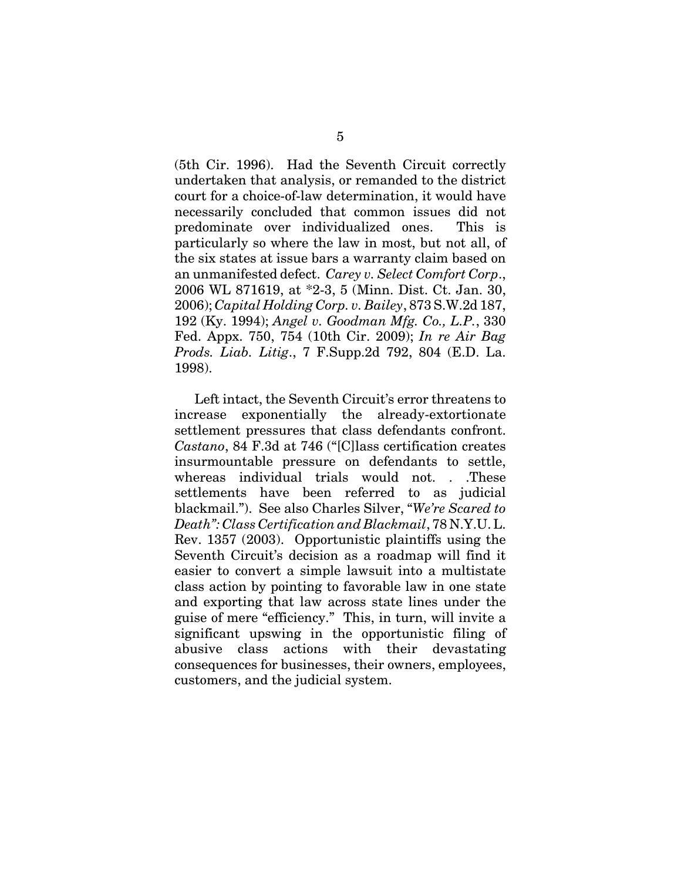(5th Cir. 1996). Had the Seventh Circuit correctly undertaken that analysis, or remanded to the district court for a choice-of-law determination, it would have necessarily concluded that common issues did not predominate over individualized ones. This is particularly so where the law in most, but not all, of the six states at issue bars a warranty claim based on an unmanifested defect. *Carey v. Select Comfort Corp*., 2006 WL 871619, at *2-3, 5 (Minn. Dist. Ct. Jan. 30, 2006); *Capital Holding Corp. v. Bailey*, 873 S.W.2d 187, 192 (Ky. 1994); *Angel v. Goodman Mfg. Co., L.P.*, 330 Fed. Appx. 750, 754 (10th Cir. 2009); *In re Air Bag Prods. Liab. Litig*., 7 F.Supp.2d 792, 804 (E.D. La. 1998).

Left intact, the Seventh Circuit's error threatens to increase exponentially the already-extortionate settlement pressures that class defendants confront. *Castano*, 84 F.3d at 746 ("[C]lass certification creates insurmountable pressure on defendants to settle, whereas individual trials would not. . .These settlements have been referred to as judicial blackmail."). See also Charles Silver, "*We're Scared to Death": Class Certification and Blackmail*, 78 N.Y.U. L. Rev. 1357 (2003). Opportunistic plaintiffs using the Seventh Circuit's decision as a roadmap will find it easier to convert a simple lawsuit into a multistate class action by pointing to favorable law in one state and exporting that law across state lines under the guise of mere "efficiency." This, in turn, will invite a significant upswing in the opportunistic filing of abusive class actions with their devastating consequences for businesses, their owners, employees, customers, and the judicial system.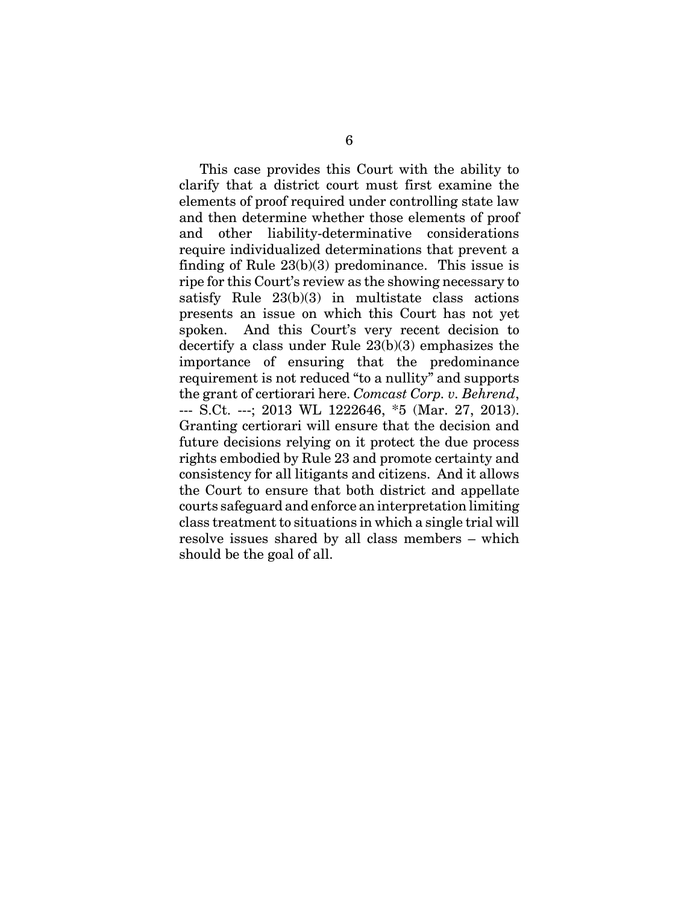This case provides this Court with the ability to clarify that a district court must first examine the elements of proof required under controlling state law and then determine whether those elements of proof and other liability-determinative considerations require individualized determinations that prevent a finding of Rule 23(b)(3) predominance. This issue is ripe for this Court's review as the showing necessary to satisfy Rule 23(b)(3) in multistate class actions presents an issue on which this Court has not yet spoken. And this Court's very recent decision to decertify a class under Rule 23(b)(3) emphasizes the importance of ensuring that the predominance requirement is not reduced "to a nullity" and supports the grant of certiorari here. *Comcast Corp. v. Behrend*, --- S.Ct. ---; 2013 WL 1222646, *5 (Mar. 27, 2013). Granting certiorari will ensure that the decision and future decisions relying on it protect the due process rights embodied by Rule 23 and promote certainty and consistency for all litigants and citizens. And it allows the Court to ensure that both district and appellate courts safeguard and enforce an interpretation limiting class treatment to situations in which a single trial will resolve issues shared by all class members – which should be the goal of all.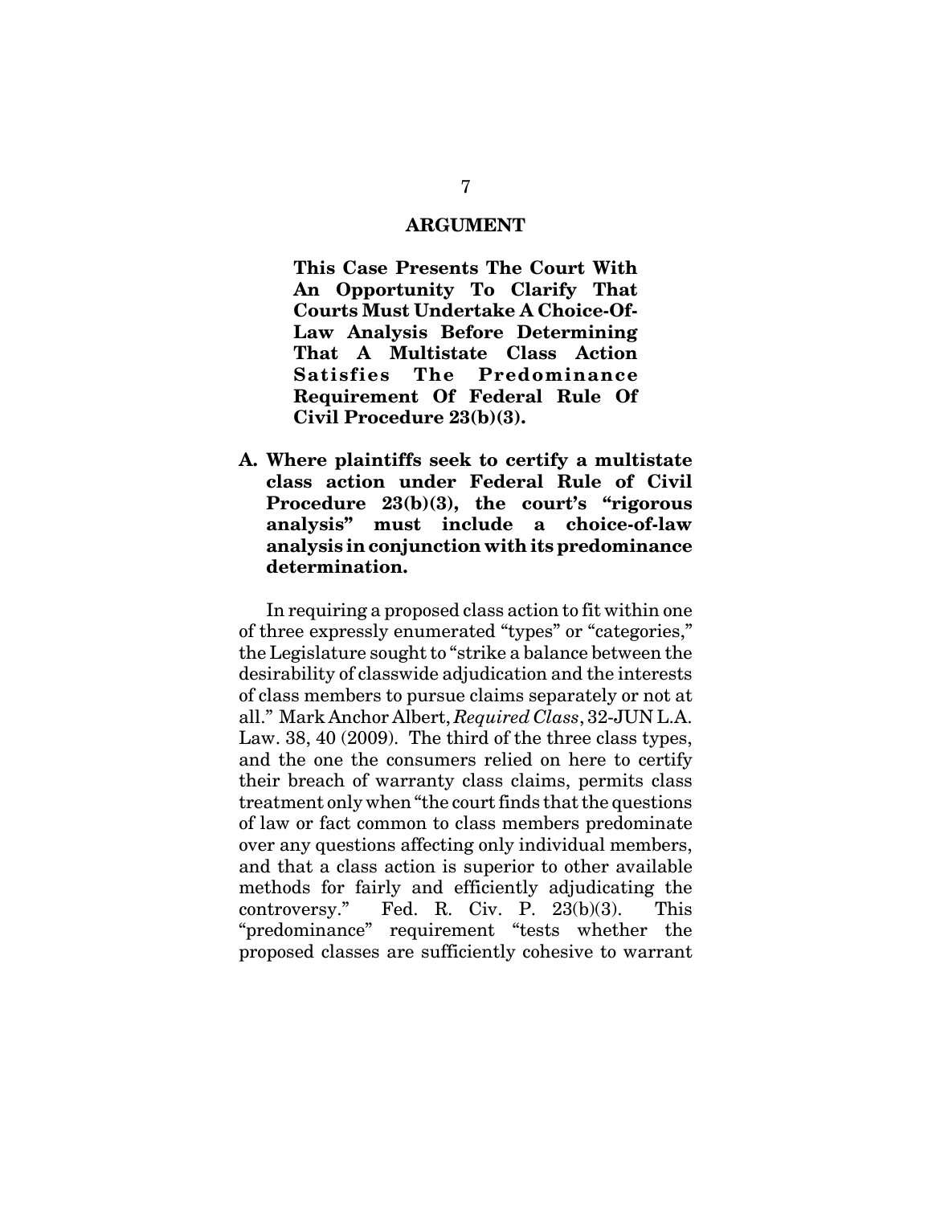## ARGUMENT

**This Case Presents The Court With An Opportunity To Clarify That Courts Must Undertake A Choice-Of-Law Analysis Before Determining That A Multistate Class Action Satisfies The Predominance Requirement Of Federal Rule Of Civil Procedure 23(b)(3).**

### A. Where plaintiffs seek to certify a multistate class action under Federal Rule of Civil Procedure 23(b)(3), the court's "rigorous analysis" must include a choice-of-law analysis in conjunction with its predominance determination.

In requiring a proposed class action to fit within one of three expressly enumerated "types" or "categories," the Legislature sought to "strike a balance between the desirability of classwide adjudication and the interests of class members to pursue claims separately or not at all." Mark Anchor Albert, *Required Class*, 32-JUN L.A. Law. 38, 40 (2009). The third of the three class types, and the one the consumers relied on here to certify their breach of warranty class claims, permits class treatment only when "the court finds that the questions of law or fact common to class members predominate over any questions affecting only individual members, and that a class action is superior to other available methods for fairly and efficiently adjudicating the controversy." Fed. R. Civ. P. 23(b)(3). This "predominance" requirement "tests whether the proposed classes are sufficiently cohesive to warrant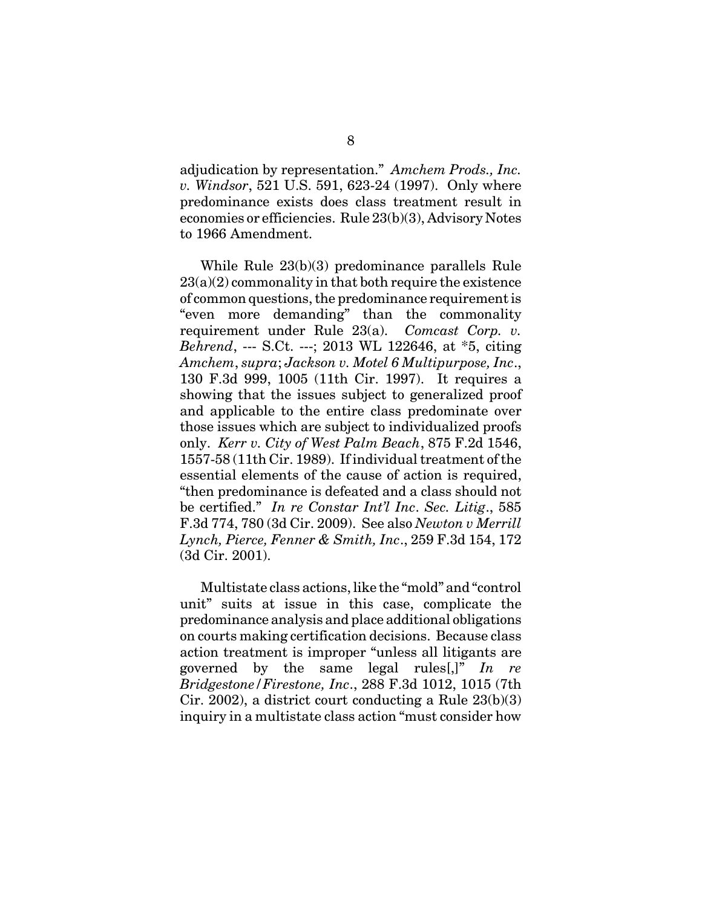adjudication by representation." *Amchem Prods., Inc. v. Windsor*, 521 U.S. 591, 623-24 (1997). Only where predominance exists does class treatment result in economies or efficiencies. Rule 23(b)(3), Advisory Notes to 1966 Amendment.

While Rule 23(b)(3) predominance parallels Rule 23(a)(2) commonality in that both require the existence of common questions, the predominance requirement is "even more demanding" than the commonality requirement under Rule 23(a). *Comcast Corp. v. Behrend*, --- S.Ct. ---; 2013 WL 122646, at *5, citing *Amchem*, *supra*; *Jackson v. Motel 6 Multipurpose, Inc*., 130 F.3d 999, 1005 (11th Cir. 1997). It requires a showing that the issues subject to generalized proof and applicable to the entire class predominate over those issues which are subject to individualized proofs only. *Kerr v. City of West Palm Beach*, 875 F.2d 1546, 1557-58 (11th Cir. 1989). If individual treatment of the essential elements of the cause of action is required, "then predominance is defeated and a class should not be certified." *In re Constar Int'l Inc. Sec. Litig*., 585 F.3d 774, 780 (3d Cir. 2009). See also *Newton v Merrill Lynch, Pierce, Fenner & Smith, Inc*., 259 F.3d 154, 172 (3d Cir. 2001).

Multistate class actions, like the "mold" and "control unit" suits at issue in this case, complicate the predominance analysis and place additional obligations on courts making certification decisions. Because class action treatment is improper "unless all litigants are governed by the same legal rules[,]" *In re Bridgestone/Firestone, Inc*., 288 F.3d 1012, 1015 (7th Cir. 2002), a district court conducting a Rule 23(b)(3) inquiry in a multistate class action "must consider how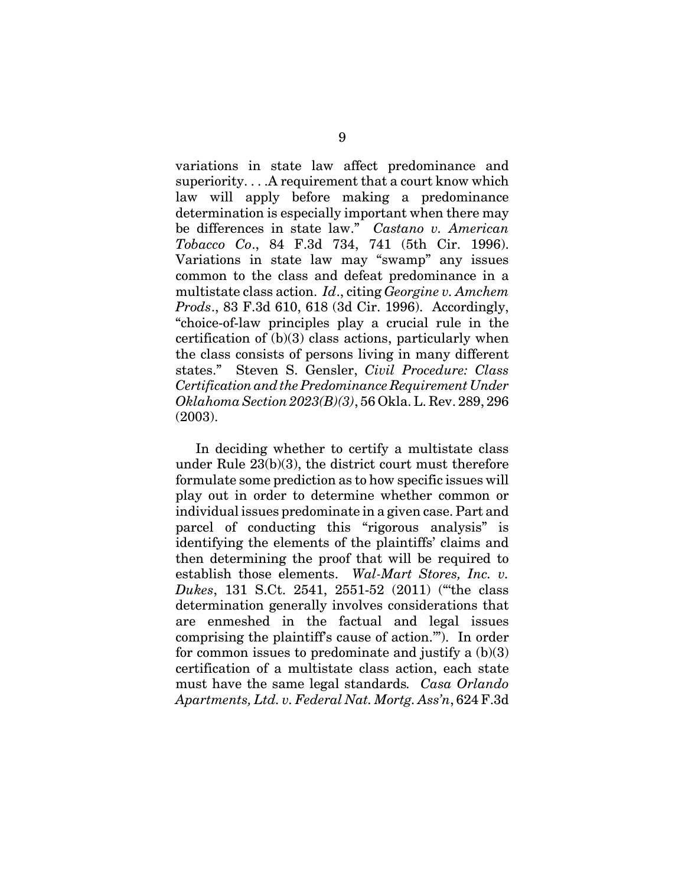variations in state law affect predominance and superiority. . . .A requirement that a court know which law will apply before making a predominance determination is especially important when there may be differences in state law." *Castano v. American Tobacco Co*., 84 F.3d 734, 741 (5th Cir. 1996). Variations in state law may "swamp" any issues common to the class and defeat predominance in a multistate class action. *Id*., citing *Georgine v. Amchem Prods*., 83 F.3d 610, 618 (3d Cir. 1996). Accordingly, "choice-of-law principles play a crucial rule in the certification of (b)(3) class actions, particularly when the class consists of persons living in many different states." Steven S. Gensler, *Civil Procedure: Class Certification and the Predominance Requirement Under Oklahoma Section 2023(B)(3)*, 56 Okla. L. Rev. 289, 296 (2003).

In deciding whether to certify a multistate class under Rule 23(b)(3), the district court must therefore formulate some prediction as to how specific issues will play out in order to determine whether common or individual issues predominate in a given case. Part and parcel of conducting this "rigorous analysis" is identifying the elements of the plaintiffs' claims and then determining the proof that will be required to establish those elements. *Wal-Mart Stores, Inc. v. Dukes*, 131 S.Ct. 2541, 2551-52 (2011) ("'the class determination generally involves considerations that are enmeshed in the factual and legal issues comprising the plaintiff's cause of action.'"). In order for common issues to predominate and justify a (b)(3) certification of a multistate class action, each state must have the same legal standards. *Casa Orlando Apartments, Ltd. v. Federal Nat. Mortg. Ass'n*, 624 F.3d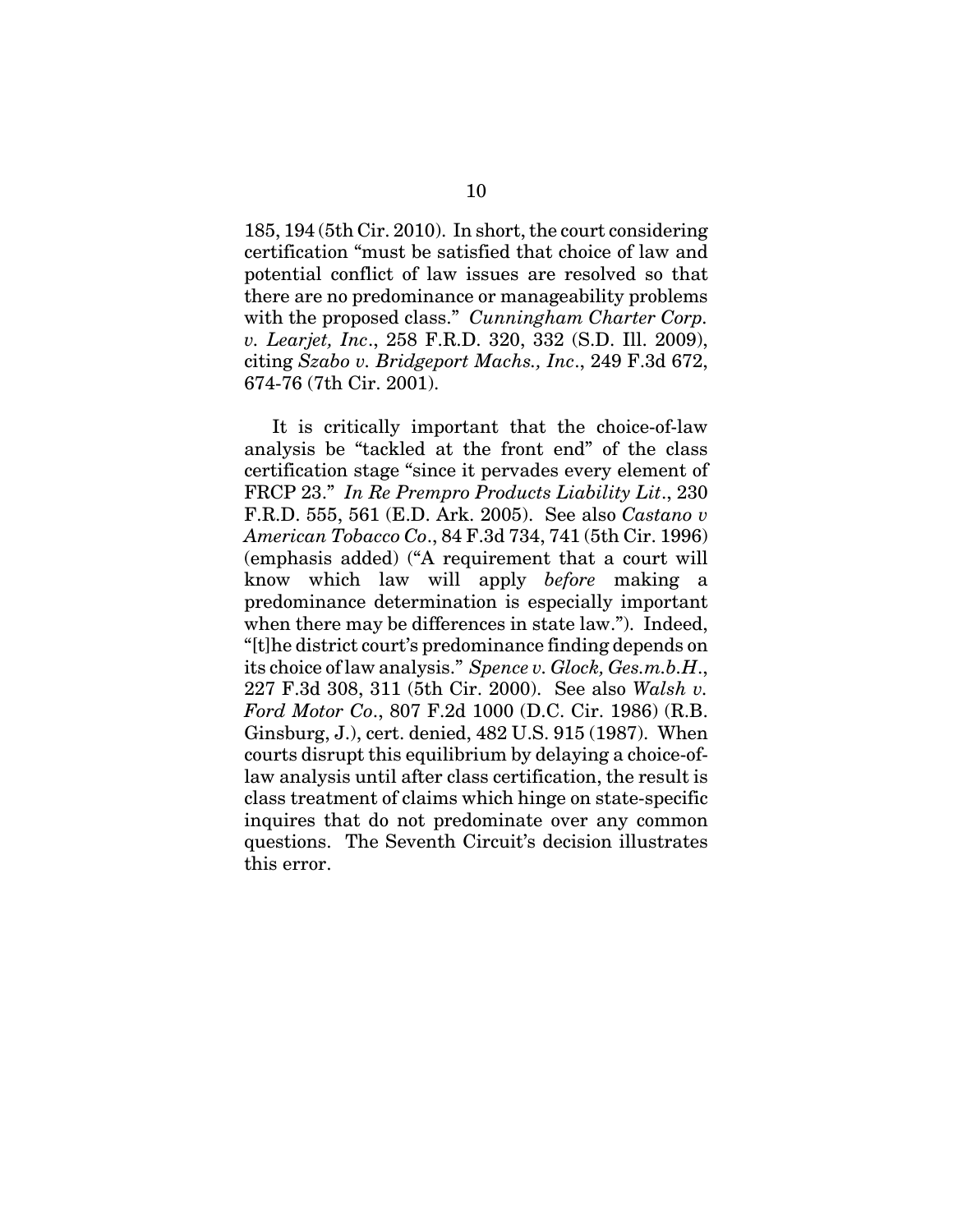185, 194 (5th Cir. 2010). In short, the court considering certification "must be satisfied that choice of law and potential conflict of law issues are resolved so that there are no predominance or manageability problems with the proposed class." *Cunningham Charter Corp. v. Learjet, Inc*., 258 F.R.D. 320, 332 (S.D. Ill. 2009), citing *Szabo v. Bridgeport Machs., Inc*., 249 F.3d 672, 674-76 (7th Cir. 2001).

It is critically important that the choice-of-law analysis be "tackled at the front end" of the class certification stage "since it pervades every element of FRCP 23." *In Re Prempro Products Liability Lit*., 230 F.R.D. 555, 561 (E.D. Ark. 2005). See also *Castano v American Tobacco Co*., 84 F.3d 734, 741 (5th Cir. 1996) (emphasis added) ("A requirement that a court will know which law will apply *before* making a predominance determination is especially important when there may be differences in state law."). Indeed, "[t]he district court's predominance finding depends on its choice of law analysis." *Spence v. Glock, Ges.m.b.H*., 227 F.3d 308, 311 (5th Cir. 2000). See also *Walsh v. Ford Motor Co*., 807 F.2d 1000 (D.C. Cir. 1986) (R.B. Ginsburg, J.), cert. denied, 482 U.S. 915 (1987). When courts disrupt this equilibrium by delaying a choice-of-law analysis until after class certification, the result is class treatment of claims which hinge on state-specific inquires that do not predominate over any common questions. The Seventh Circuit's decision illustrates this error.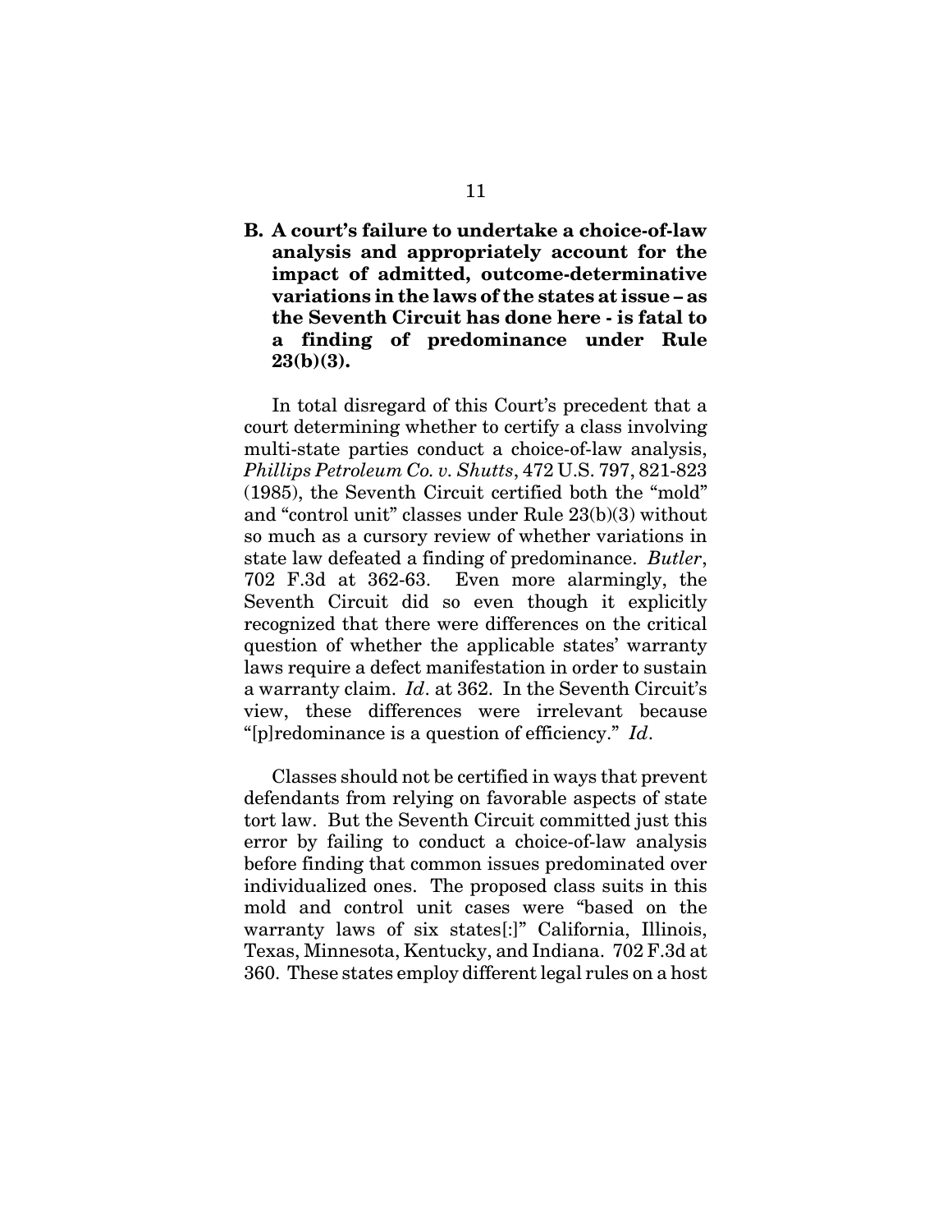**B. A court's failure to undertake a choice-of-law analysis and appropriately account for the impact of admitted, outcome-determinative variations in the laws of the states at issue – as the Seventh Circuit has done here - is fatal to a finding of predominance under Rule 23(b)(3).**

In total disregard of this Court's precedent that a court determining whether to certify a class involving multi-state parties conduct a choice-of-law analysis, *Phillips Petroleum Co. v. Shutts*, 472 U.S. 797, 821-823 (1985), the Seventh Circuit certified both the "mold" and "control unit" classes under Rule 23(b)(3) without so much as a cursory review of whether variations in state law defeated a finding of predominance. *Butler*, 702 F.3d at 362-63. Even more alarmingly, the Seventh Circuit did so even though it explicitly recognized that there were differences on the critical question of whether the applicable states' warranty laws require a defect manifestation in order to sustain a warranty claim. *Id*. at 362. In the Seventh Circuit's view, these differences were irrelevant because "[p]redominance is a question of efficiency." *Id*.

Classes should not be certified in ways that prevent defendants from relying on favorable aspects of state tort law. But the Seventh Circuit committed just this error by failing to conduct a choice-of-law analysis before finding that common issues predominated over individualized ones. The proposed class suits in this mold and control unit cases were "based on the warranty laws of six states[:]" California, Illinois, Texas, Minnesota, Kentucky, and Indiana. 702 F.3d at 360. These states employ different legal rules on a host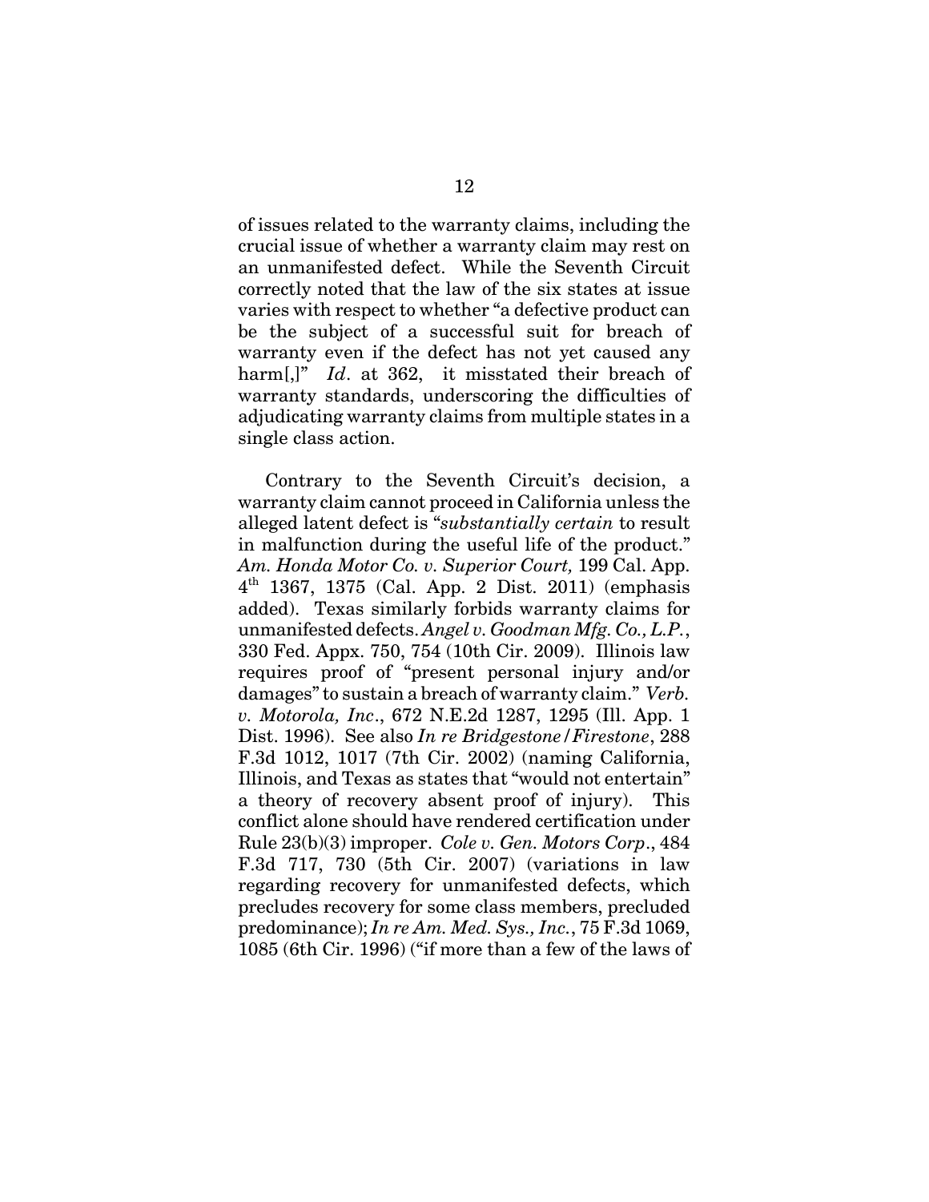of issues related to the warranty claims, including the crucial issue of whether a warranty claim may rest on an unmanifested defect. While the Seventh Circuit correctly noted that the law of the six states at issue varies with respect to whether "a defective product can be the subject of a successful suit for breach of warranty even if the defect has not yet caused any harm[,]" *Id*. at 362, it misstated their breach of warranty standards, underscoring the difficulties of adjudicating warranty claims from multiple states in a single class action.

Contrary to the Seventh Circuit's decision, a warranty claim cannot proceed in California unless the alleged latent defect is "*substantially certain* to result in malfunction during the useful life of the product." *Am. Honda Motor Co. v. Superior Court,* 199 Cal. App. 4th 1367, 1375 (Cal. App. 2 Dist. 2011) (emphasis added). Texas similarly forbids warranty claims for unmanifested defects. *Angel v. Goodman Mfg. Co., L.P.*, 330 Fed. Appx. 750, 754 (10th Cir. 2009). Illinois law requires proof of "present personal injury and/or damages" to sustain a breach of warranty claim." *Verb. v. Motorola, Inc*., 672 N.E.2d 1287, 1295 (Ill. App. 1 Dist. 1996). See also *In re Bridgestone/Firestone*, 288 F.3d 1012, 1017 (7th Cir. 2002) (naming California, Illinois, and Texas as states that "would not entertain" a theory of recovery absent proof of injury). This conflict alone should have rendered certification under Rule 23(b)(3) improper. *Cole v. Gen. Motors Corp*., 484 F.3d 717, 730 (5th Cir. 2007) (variations in law regarding recovery for unmanifested defects, which precludes recovery for some class members, precluded predominance); *In re Am. Med. Sys., Inc.*, 75 F.3d 1069, 1085 (6th Cir. 1996) ("if more than a few of the laws of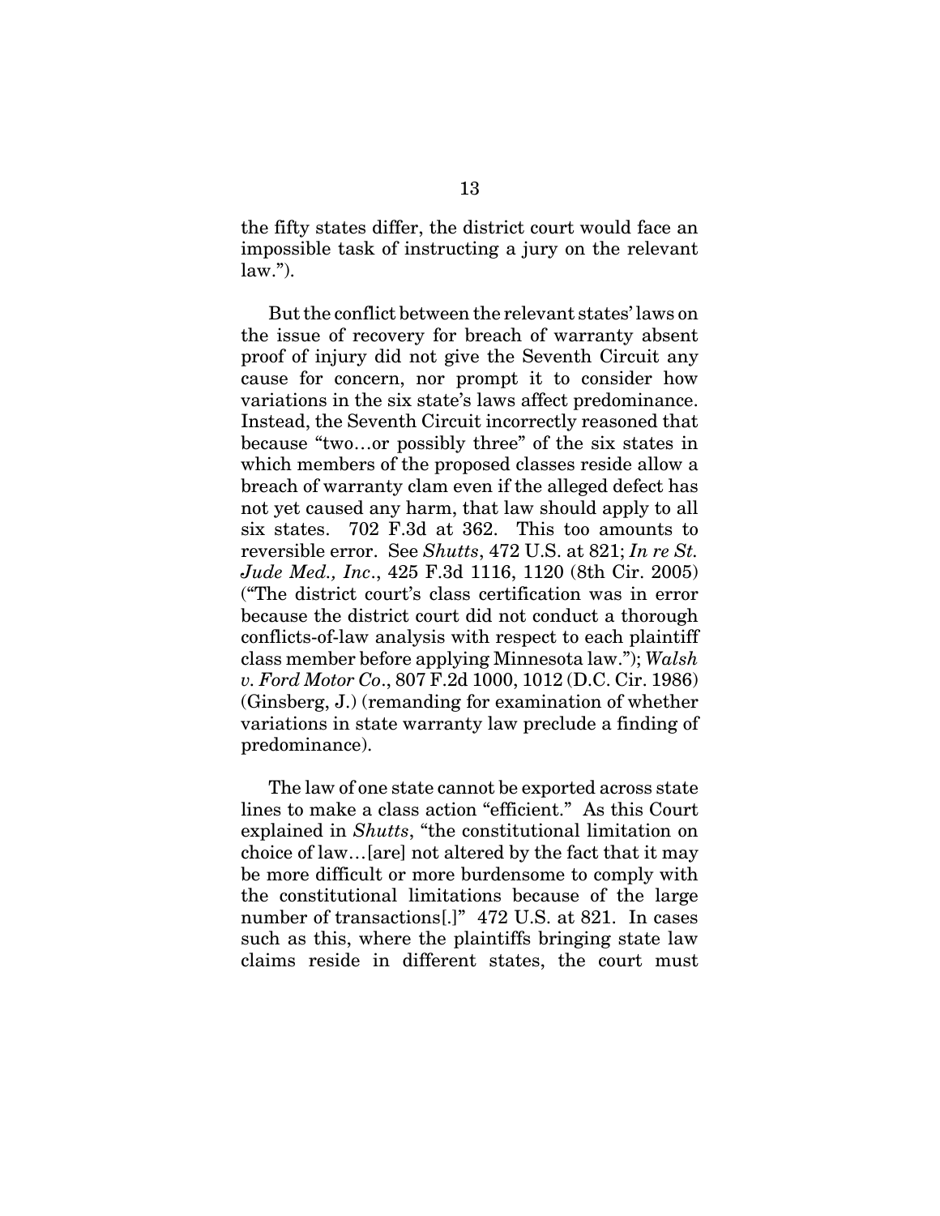the fifty states differ, the district court would face an impossible task of instructing a jury on the relevant law.").

But the conflict between the relevant states' laws on the issue of recovery for breach of warranty absent proof of injury did not give the Seventh Circuit any cause for concern, nor prompt it to consider how variations in the six state's laws affect predominance. Instead, the Seventh Circuit incorrectly reasoned that because "two…or possibly three" of the six states in which members of the proposed classes reside allow a breach of warranty clam even if the alleged defect has not yet caused any harm, that law should apply to all six states. 702 F.3d at 362. This too amounts to reversible error. See *Shutts*, 472 U.S. at 821; *In re St. Jude Med., Inc*., 425 F.3d 1116, 1120 (8th Cir. 2005) ("The district court's class certification was in error because the district court did not conduct a thorough conflicts-of-law analysis with respect to each plaintiff class member before applying Minnesota law."); *Walsh v. Ford Motor Co*., 807 F.2d 1000, 1012 (D.C. Cir. 1986) (Ginsberg, J.) (remanding for examination of whether variations in state warranty law preclude a finding of predominance).

The law of one state cannot be exported across state lines to make a class action "efficient." As this Court explained in *Shutts*, "the constitutional limitation on choice of law…[are] not altered by the fact that it may be more difficult or more burdensome to comply with the constitutional limitations because of the large number of transactions[.]" 472 U.S. at 821. In cases such as this, where the plaintiffs bringing state law claims reside in different states, the court must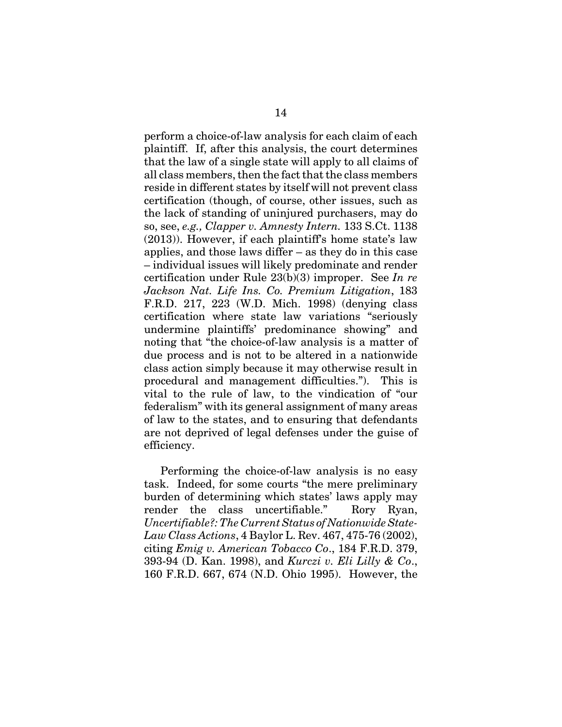perform a choice-of-law analysis for each claim of each plaintiff. If, after this analysis, the court determines that the law of a single state will apply to all claims of all class members, then the fact that the class members reside in different states by itself will not prevent class certification (though, of course, other issues, such as the lack of standing of uninjured purchasers, may do so, see, *e.g., Clapper v. Amnesty Intern.* 133 S.Ct. 1138 (2013)). However, if each plaintiff's home state's law applies, and those laws differ – as they do in this case – individual issues will likely predominate and render certification under Rule 23(b)(3) improper. See *In re Jackson Nat. Life Ins. Co. Premium Litigation*, 183 F.R.D. 217, 223 (W.D. Mich. 1998) (denying class certification where state law variations "seriously undermine plaintiffs' predominance showing" and noting that "the choice-of-law analysis is a matter of due process and is not to be altered in a nationwide class action simply because it may otherwise result in procedural and management difficulties."). This is vital to the rule of law, to the vindication of "our federalism" with its general assignment of many areas of law to the states, and to ensuring that defendants are not deprived of legal defenses under the guise of efficiency.

Performing the choice-of-law analysis is no easy task. Indeed, for some courts "the mere preliminary burden of determining which states' laws apply may render the class uncertifiable." Rory Ryan, *Uncertifiable?: The Current Status of Nationwide State-Law Class Actions*, 4 Baylor L. Rev. 467, 475-76 (2002), citing *Emig v. American Tobacco Co*., 184 F.R.D. 379, 393-94 (D. Kan. 1998), and *Kurczi v. Eli Lilly & Co*., 160 F.R.D. 667, 674 (N.D. Ohio 1995). However, the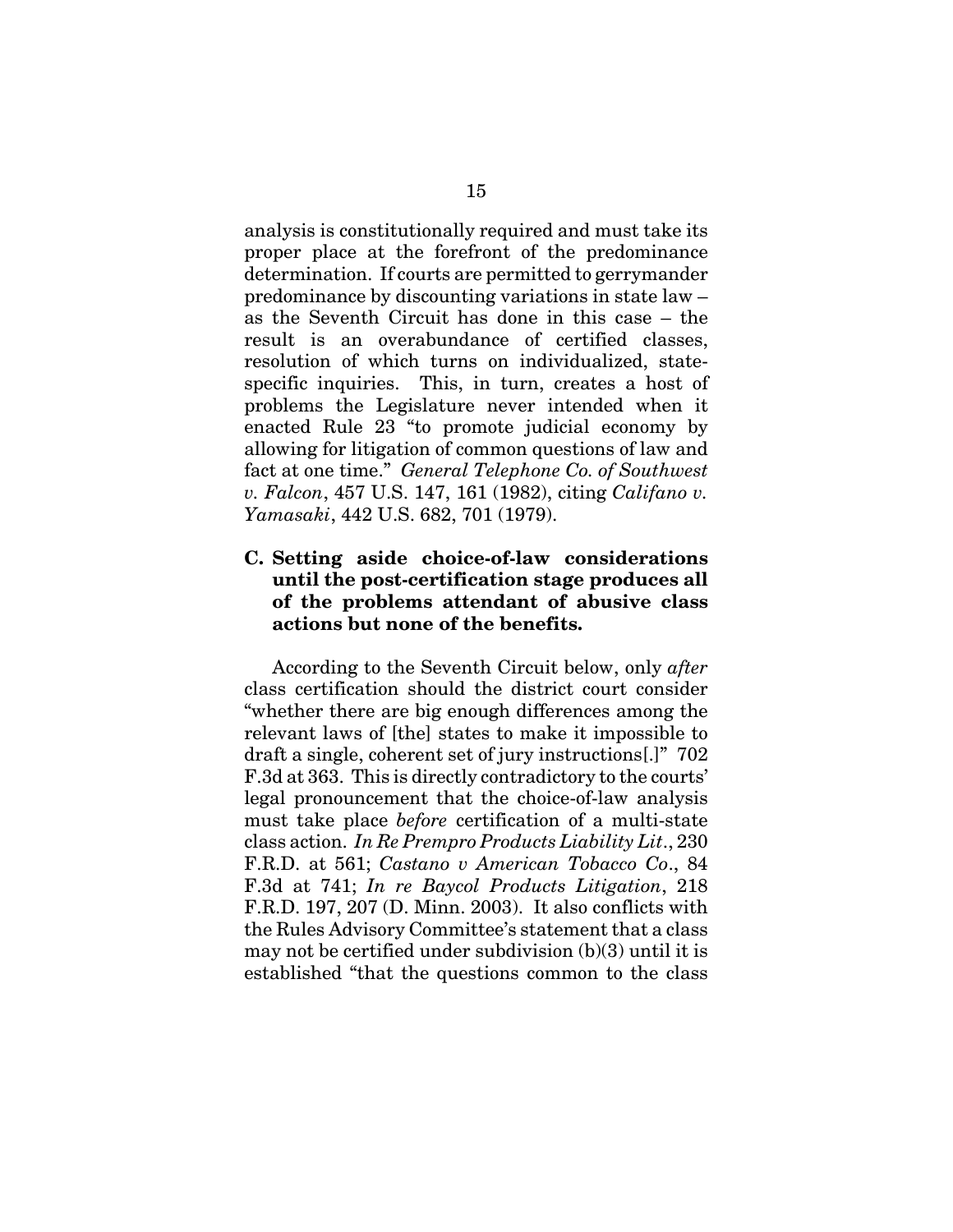analysis is constitutionally required and must take its proper place at the forefront of the predominance determination. If courts are permitted to gerrymander predominance by discounting variations in state law – as the Seventh Circuit has done in this case – the result is an overabundance of certified classes, resolution of which turns on individualized, state-specific inquiries. This, in turn, creates a host of problems the Legislature never intended when it enacted Rule 23 "to promote judicial economy by allowing for litigation of common questions of law and fact at one time." *General Telephone Co. of Southwest v. Falcon*, 457 U.S. 147, 161 (1982), citing *Califano v. Yamasaki*, 442 U.S. 682, 701 (1979).

### C. Setting aside choice-of-law considerations until the post-certification stage produces all of the problems attendant of abusive class actions but none of the benefits.

According to the Seventh Circuit below, only *after* class certification should the district court consider "whether there are big enough differences among the relevant laws of [the] states to make it impossible to draft a single, coherent set of jury instructions[.]" 702 F.3d at 363. This is directly contradictory to the courts' legal pronouncement that the choice-of-law analysis must take place *before* certification of a multi-state class action. *In Re Prempro Products Liability Lit*., 230 F.R.D. at 561; *Castano v American Tobacco Co*., 84 F.3d at 741; *In re Baycol Products Litigation*, 218 F.R.D. 197, 207 (D. Minn. 2003). It also conflicts with the Rules Advisory Committee's statement that a class may not be certified under subdivision (b)(3) until it is established "that the questions common to the class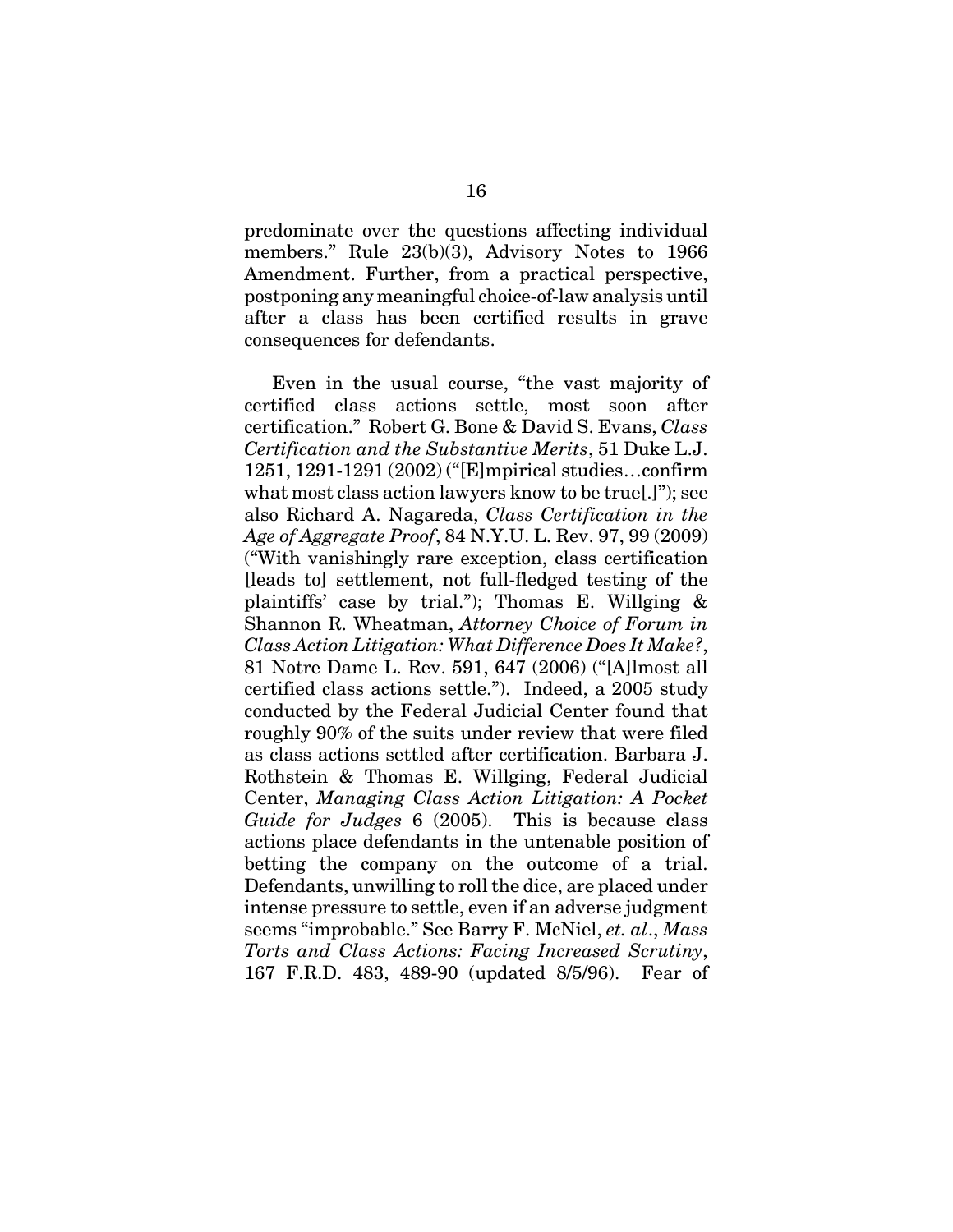predominate over the questions affecting individual members." Rule 23(b)(3), Advisory Notes to 1966 Amendment. Further, from a practical perspective, postponing any meaningful choice-of-law analysis until after a class has been certified results in grave consequences for defendants.

Even in the usual course, "the vast majority of certified class actions settle, most soon after certification." Robert G. Bone & David S. Evans, *Class Certification and the Substantive Merits*, 51 Duke L.J. 1251, 1291-1291 (2002) ("[E]mpirical studies…confirm what most class action lawyers know to be true[.]"); see also Richard A. Nagareda, *Class Certification in the Age of Aggregate Proof*, 84 N.Y.U. L. Rev. 97, 99 (2009) ("With vanishingly rare exception, class certification [leads to] settlement, not full-fledged testing of the plaintiffs' case by trial."); Thomas E. Willging & Shannon R. Wheatman, *Attorney Choice of Forum in Class Action Litigation: What Difference Does It Make?*, 81 Notre Dame L. Rev. 591, 647 (2006) ("[A]lmost all certified class actions settle."). Indeed, a 2005 study conducted by the Federal Judicial Center found that roughly 90% of the suits under review that were filed as class actions settled after certification. Barbara J. Rothstein & Thomas E. Willging, Federal Judicial Center, *Managing Class Action Litigation: A Pocket Guide for Judges* 6 (2005). This is because class actions place defendants in the untenable position of betting the company on the outcome of a trial. Defendants, unwilling to roll the dice, are placed under intense pressure to settle, even if an adverse judgment seems "improbable." See Barry F. McNiel, *et. al*., *Mass Torts and Class Actions: Facing Increased Scrutiny*, 167 F.R.D. 483, 489-90 (updated 8/5/96). Fear of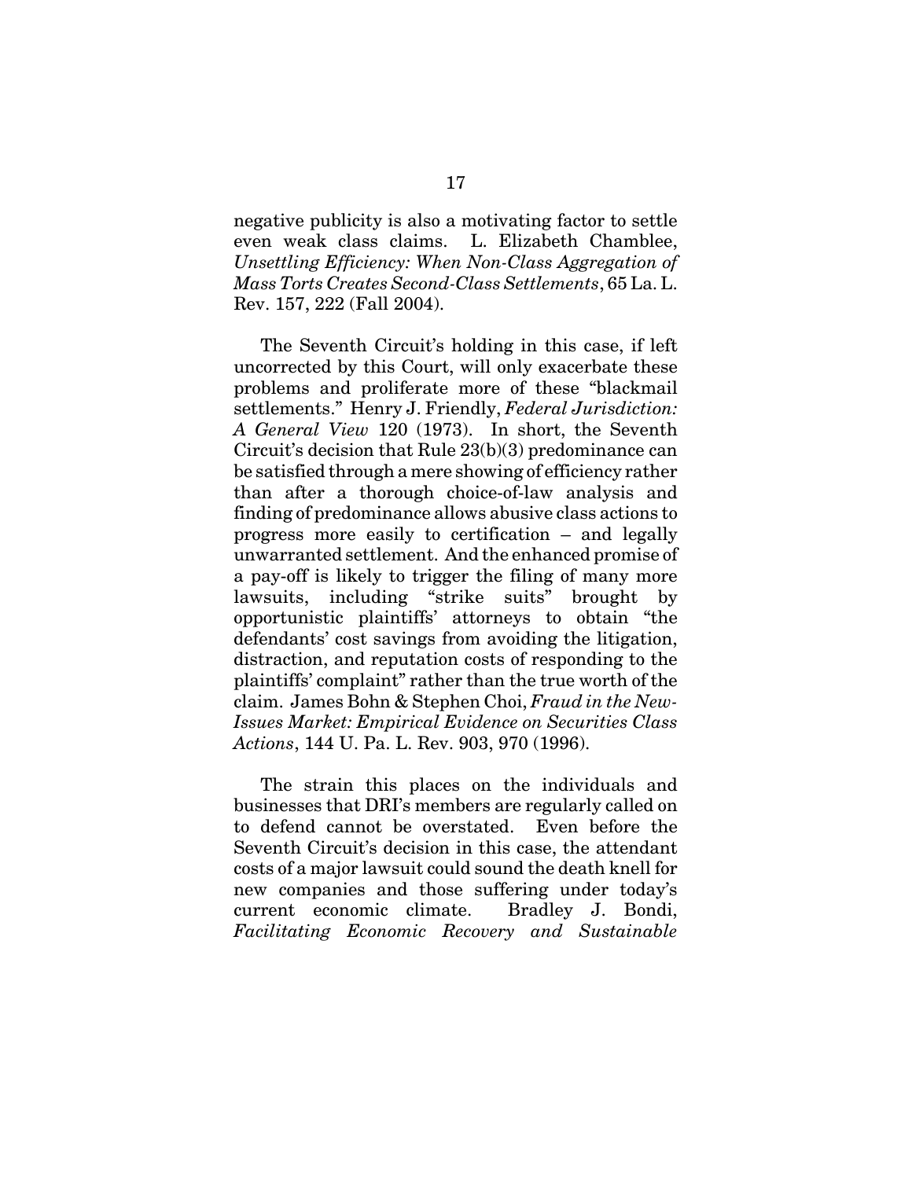negative publicity is also a motivating factor to settle even weak class claims. L. Elizabeth Chamblee, *Unsettling Efficiency: When Non-Class Aggregation of Mass Torts Creates Second-Class Settlements*, 65 La. L. Rev. 157, 222 (Fall 2004).

The Seventh Circuit's holding in this case, if left uncorrected by this Court, will only exacerbate these problems and proliferate more of these "blackmail settlements." Henry J. Friendly, *Federal Jurisdiction: A General View* 120 (1973). In short, the Seventh Circuit's decision that Rule 23(b)(3) predominance can be satisfied through a mere showing of efficiency rather than after a thorough choice-of-law analysis and finding of predominance allows abusive class actions to progress more easily to certification – and legally unwarranted settlement. And the enhanced promise of a pay-off is likely to trigger the filing of many more lawsuits, including "strike suits" brought by opportunistic plaintiffs' attorneys to obtain "the defendants' cost savings from avoiding the litigation, distraction, and reputation costs of responding to the plaintiffs' complaint" rather than the true worth of the claim. James Bohn & Stephen Choi, *Fraud in the New-Issues Market: Empirical Evidence on Securities Class Actions*, 144 U. Pa. L. Rev. 903, 970 (1996).

The strain this places on the individuals and businesses that DRI's members are regularly called on to defend cannot be overstated. Even before the Seventh Circuit's decision in this case, the attendant costs of a major lawsuit could sound the death knell for new companies and those suffering under today's current economic climate. Bradley J. Bondi, *Facilitating Economic Recovery and Sustainable*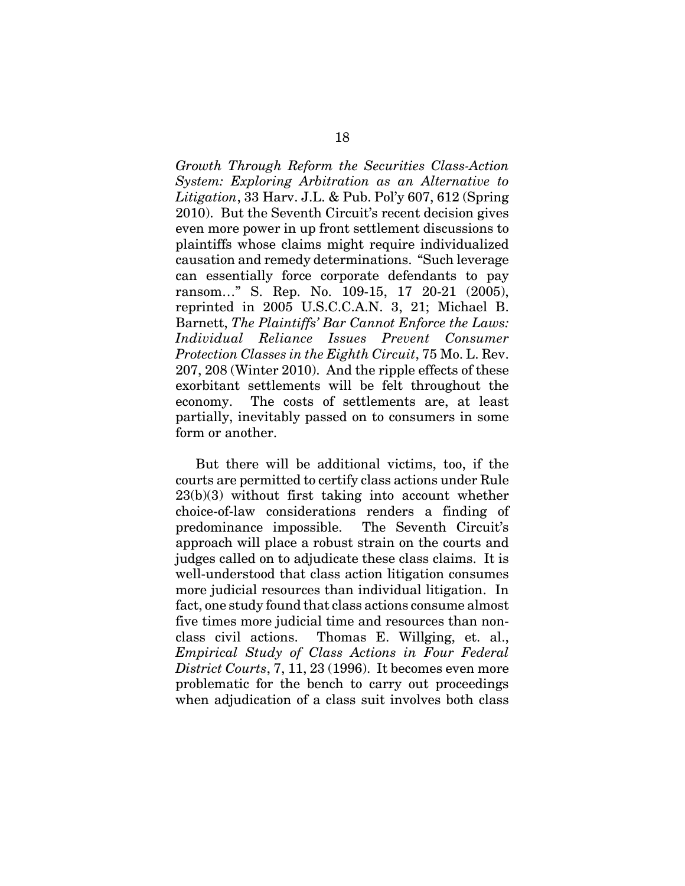*Growth Through Reform the Securities Class-Action System: Exploring Arbitration as an Alternative to Litigation*, 33 Harv. J.L. & Pub. Pol'y 607, 612 (Spring 2010). But the Seventh Circuit's recent decision gives even more power in up front settlement discussions to plaintiffs whose claims might require individualized causation and remedy determinations. "Such leverage can essentially force corporate defendants to pay ransom…" S. Rep. No. 109-15, 17 20-21 (2005), reprinted in 2005 U.S.C.C.A.N. 3, 21; Michael B. Barnett, *The Plaintiffs' Bar Cannot Enforce the Laws: Individual Reliance Issues Prevent Consumer Protection Classes in the Eighth Circuit*, 75 Mo. L. Rev. 207, 208 (Winter 2010). And the ripple effects of these exorbitant settlements will be felt throughout the economy. The costs of settlements are, at least partially, inevitably passed on to consumers in some form or another.

But there will be additional victims, too, if the courts are permitted to certify class actions under Rule 23(b)(3) without first taking into account whether choice-of-law considerations renders a finding of predominance impossible. The Seventh Circuit's approach will place a robust strain on the courts and judges called on to adjudicate these class claims. It is well-understood that class action litigation consumes more judicial resources than individual litigation. In fact, one study found that class actions consume almost five times more judicial time and resources than non-class civil actions. Thomas E. Willging, et. al., *Empirical Study of Class Actions in Four Federal District Courts*, 7, 11, 23 (1996). It becomes even more problematic for the bench to carry out proceedings when adjudication of a class suit involves both class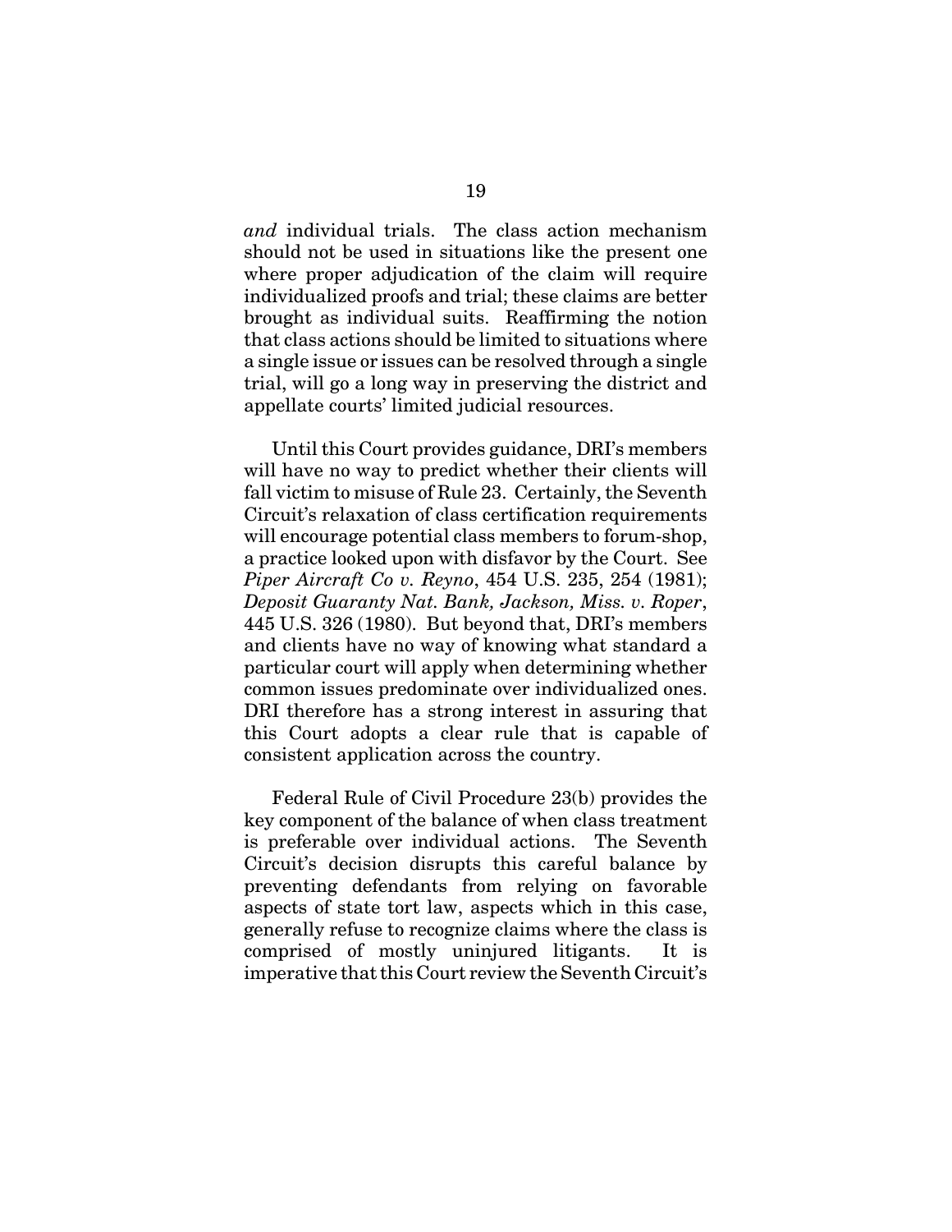*and* individual trials. The class action mechanism should not be used in situations like the present one where proper adjudication of the claim will require individualized proofs and trial; these claims are better brought as individual suits. Reaffirming the notion that class actions should be limited to situations where a single issue or issues can be resolved through a single trial, will go a long way in preserving the district and appellate courts' limited judicial resources.

Until this Court provides guidance, DRI's members will have no way to predict whether their clients will fall victim to misuse of Rule 23. Certainly, the Seventh Circuit's relaxation of class certification requirements will encourage potential class members to forum-shop, a practice looked upon with disfavor by the Court. See *Piper Aircraft Co v. Reyno*, 454 U.S. 235, 254 (1981); *Deposit Guaranty Nat. Bank, Jackson, Miss. v. Roper*, 445 U.S. 326 (1980). But beyond that, DRI's members and clients have no way of knowing what standard a particular court will apply when determining whether common issues predominate over individualized ones. DRI therefore has a strong interest in assuring that this Court adopts a clear rule that is capable of consistent application across the country.

Federal Rule of Civil Procedure 23(b) provides the key component of the balance of when class treatment is preferable over individual actions. The Seventh Circuit's decision disrupts this careful balance by preventing defendants from relying on favorable aspects of state tort law, aspects which in this case, generally refuse to recognize claims where the class is comprised of mostly uninjured litigants. It is imperative that this Court review the Seventh Circuit's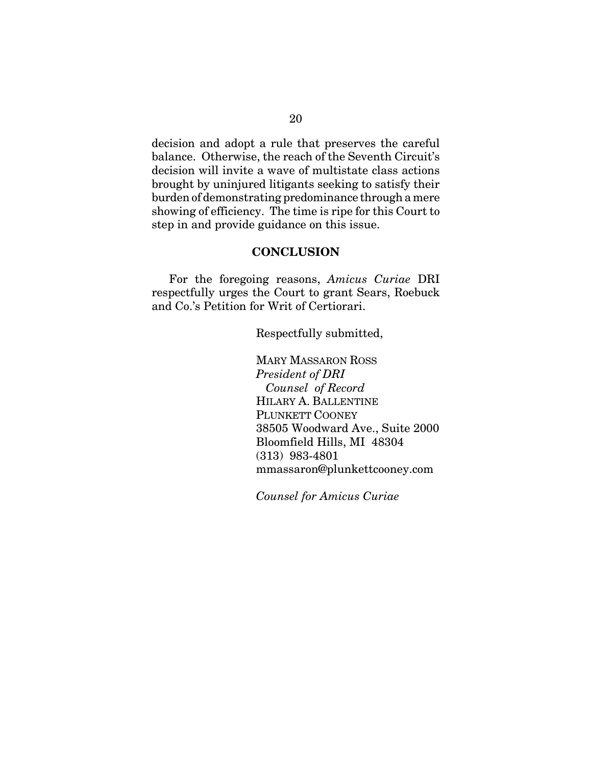decision and adopt a rule that preserves the careful balance. Otherwise, the reach of the Seventh Circuit's decision will invite a wave of multistate class actions brought by uninjured litigants seeking to satisfy their burden of demonstrating predominance through a mere showing of efficiency. The time is ripe for this Court to step in and provide guidance on this issue.

## CONCLUSION

For the foregoing reasons, *Amicus Curiae* DRI respectfully urges the Court to grant Sears, Roebuck and Co.'s Petition for Writ of Certiorari.

Respectfully submitted,

MARY MASSARON ROSS  
*President of DRI*  
*Counsel of Record*  
HILARY A. BALLENTINE  
PLUNKETT COONEY  
38505 Woodward Ave., Suite 2000  
Bloomfield Hills, MI 48304  
(313) 983-4801  
mmassaron@plunkettcooney.com

*Counsel for Amicus Curiae*